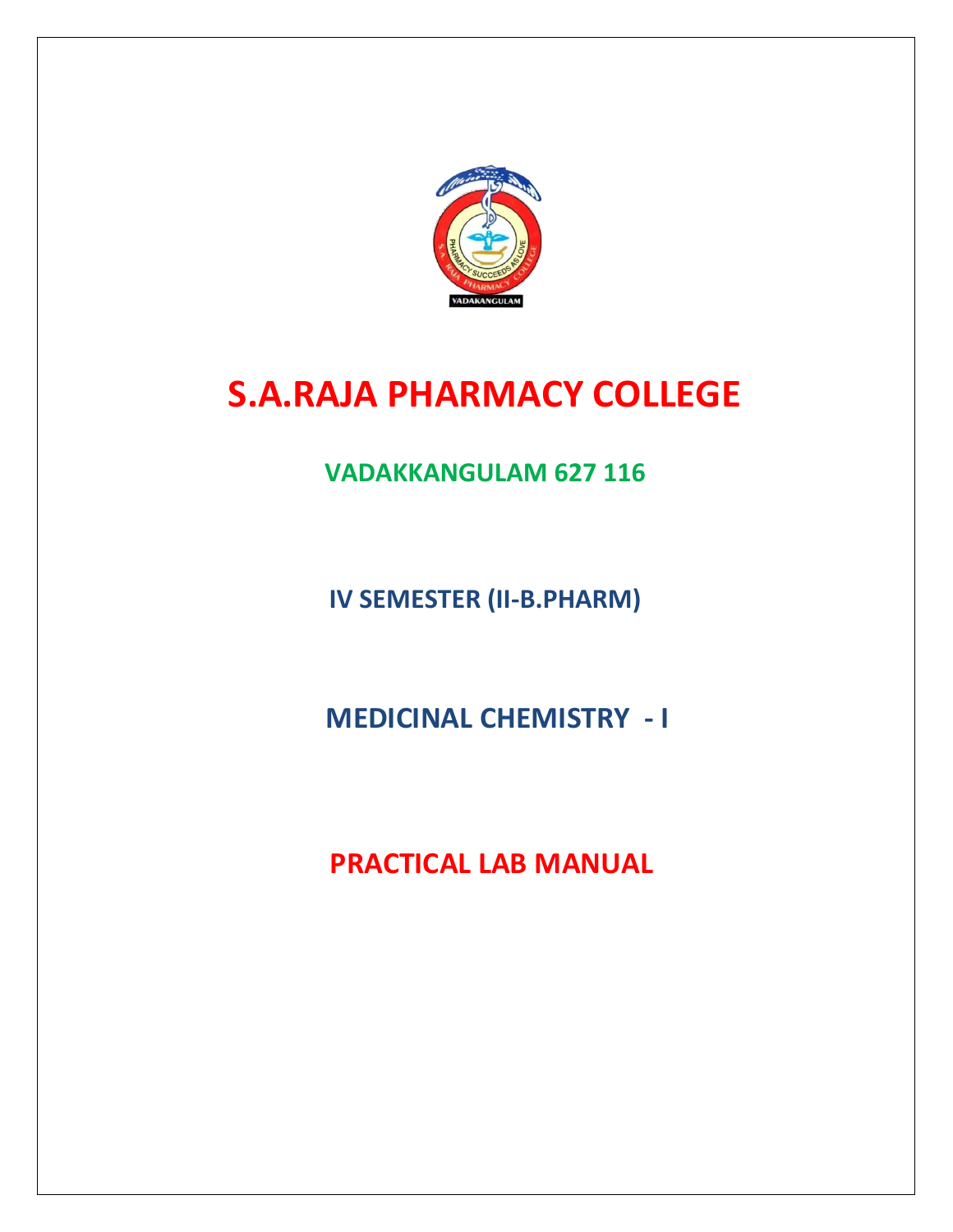# S.A.RAJA PHARMACY COLLEGE

## VADAKKANGULAM 627 116

## IV SEMESTER (II-B.PHARM)

## MEDICINAL CHEMISTRY - I

## PRACTICAL LAB MANUAL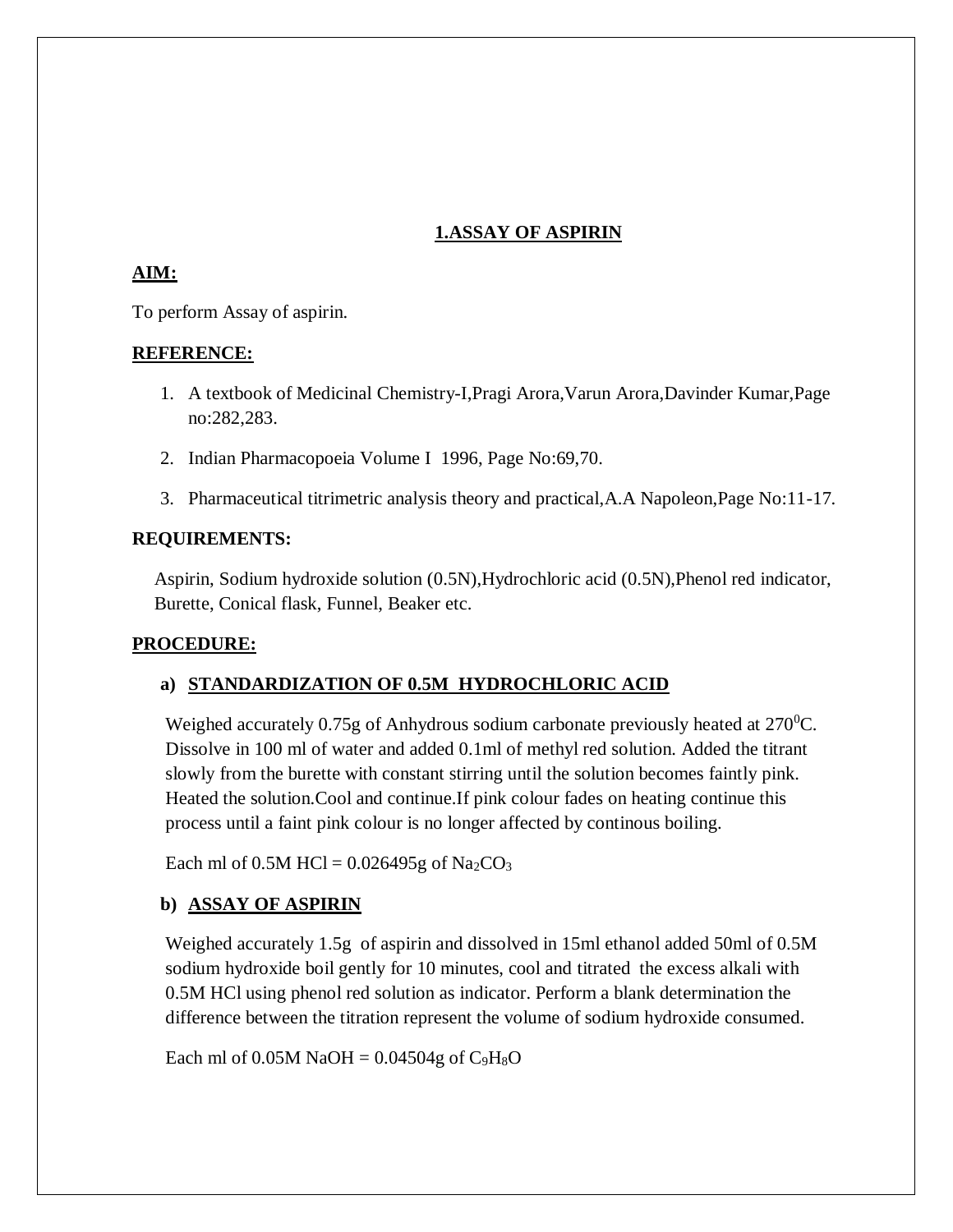## 1.ASSAY OF ASPIRIN

**AIM:**

To perform Assay of aspirin.

**REFERENCE:**

1. A textbook of Medicinal Chemistry-I,Pragi Arora,Varun Arora,Davinder Kumar,Page no:282,283.
2. Indian Pharmacopoeia Volume I 1996, Page No:69,70.
3. Pharmaceutical titrimetric analysis theory and practical,A.A Napoleon,Page No:11-17.

**REQUIREMENTS:**

Aspirin, Sodium hydroxide solution (0.5N),Hydrochloric acid (0.5N),Phenol red indicator, Burette, Conical flask, Funnel, Beaker etc.

**PROCEDURE:**

**a) STANDARDIZATION OF 0.5M HYDROCHLORIC ACID**

Weighed accurately 0.75g of Anhydrous sodium carbonate previously heated at $270^0$C. Dissolve in 100 ml of water and added 0.1ml of methyl red solution. Added the titrant slowly from the burette with constant stirring until the solution becomes faintly pink. Heated the solution.Cool and continue.If pink colour fades on heating continue this process until a faint pink colour is no longer affected by continous boiling.

Each ml of 0.5M HCl = 0.026495g of $Na_2CO_3$

**b) ASSAY OF ASPIRIN**

Weighed accurately 1.5g of aspirin and dissolved in 15ml ethanol added 50ml of 0.5M sodium hydroxide boil gently for 10 minutes, cool and titrated the excess alkali with 0.5M HCl using phenol red solution as indicator. Perform a blank determination the difference between the titration represent the volume of sodium hydroxide consumed.

Each ml of 0.05M NaOH = 0.04504g of $C_9H_8O$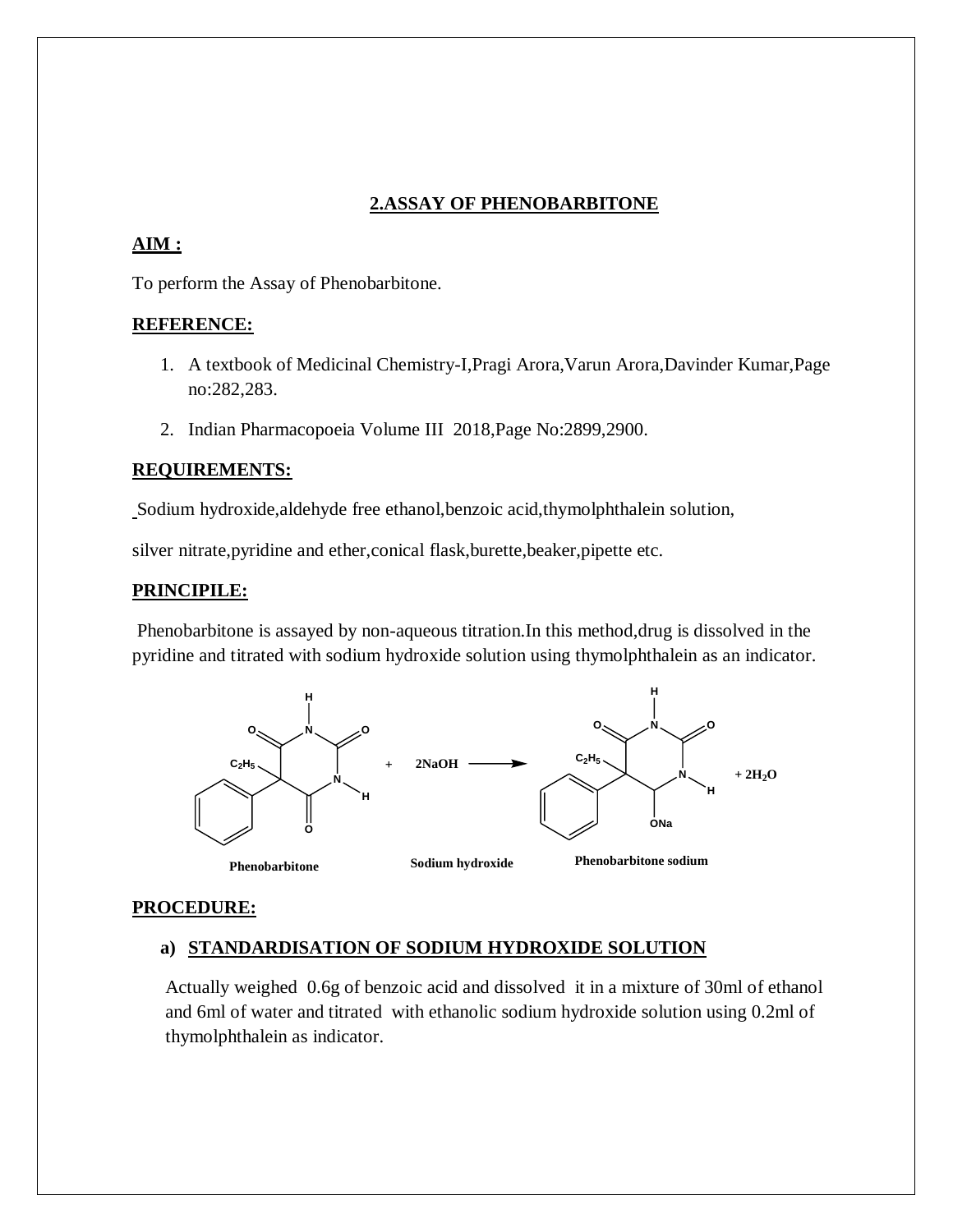## 2.ASSAY OF PHENOBARBITONE

**AIM :**

To perform the Assay of Phenobarbitone.

**REFERENCE:**

1. A textbook of Medicinal Chemistry-I,Pragi Arora,Varun Arora,Davinder Kumar,Page no:282,283.
2. Indian Pharmacopoeia Volume III 2018,Page No:2899,2900.

**REQUIREMENTS:**

Sodium hydroxide,aldehyde free ethanol,benzoic acid,thymolphthalein solution,

silver nitrate,pyridine and ether,conical flask,burette,beaker,pipette etc.

**PRINCIPILE:**

Phenobarbitone is assayed by non-aqueous titration.In this method,drug is dissolved in the pyridine and titrated with sodium hydroxide solution using thymolphthalein as an indicator.

Phenobarbitone + 2NaOH → Phenobarbitone sodium + $2H_2O$

**PROCEDURE:**

**a) STANDARDISATION OF SODIUM HYDROXIDE SOLUTION**

Actually weighed 0.6g of benzoic acid and dissolved it in a mixture of 30ml of ethanol and 6ml of water and titrated with ethanolic sodium hydroxide solution using 0.2ml of thymolphthalein as indicator.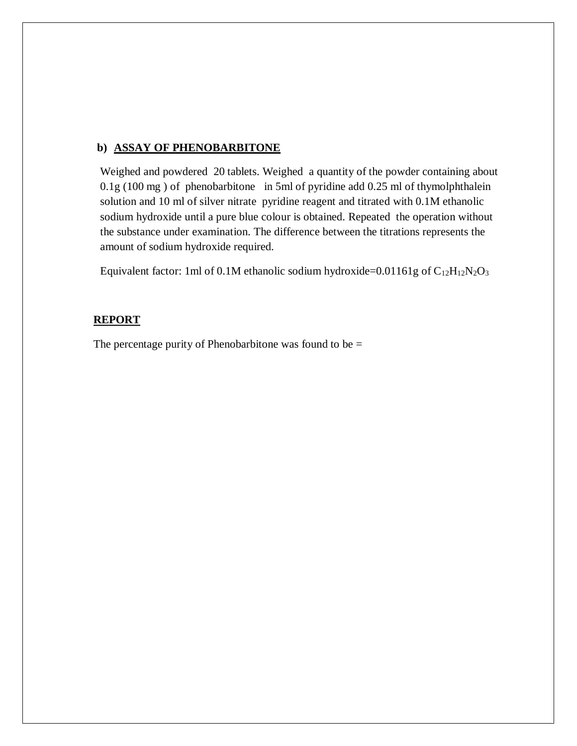## b) ASSAY OF PHENOBARBITONE

Weighed and powdered 20 tablets. Weighed a quantity of the powder containing about 0.1g (100 mg ) of phenobarbitone in 5ml of pyridine add 0.25 ml of thymolphthalein solution and 10 ml of silver nitrate pyridine reagent and titrated with 0.1M ethanolic sodium hydroxide until a pure blue colour is obtained. Repeated the operation without the substance under examination. The difference between the titrations represents the amount of sodium hydroxide required.

Equivalent factor: 1ml of 0.1M ethanolic sodium hydroxide=0.01161g of $C_{12}H_{12}N_2O_3$

## REPORT

The percentage purity of Phenobarbitone was found to be =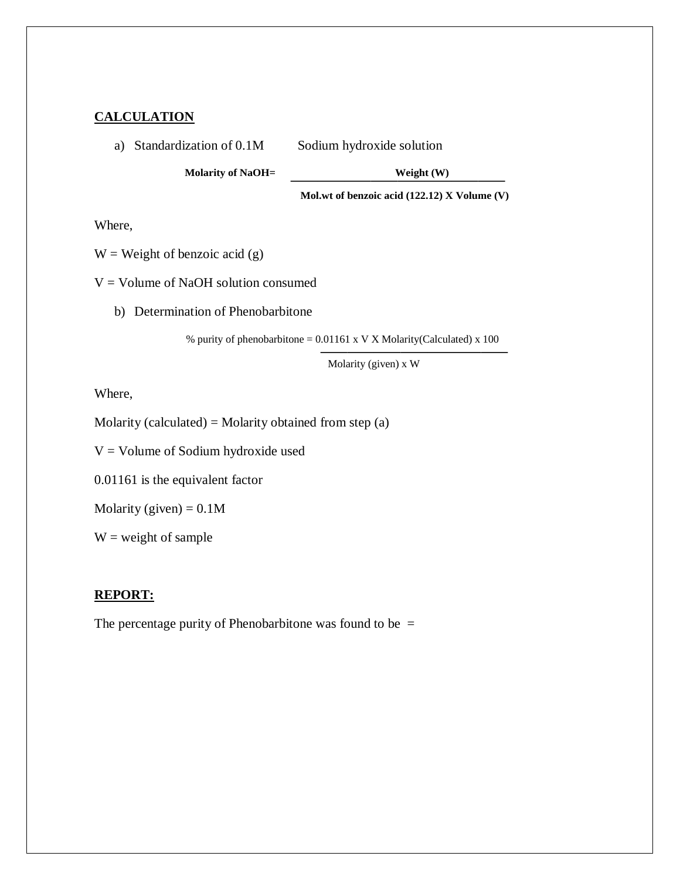## CALCULATION

a) Standardization of 0.1M Sodium hydroxide solution

$$\textbf{Molarity of NaOH} = \frac{\textbf{Weight (W)}}{\textbf{Mol.wt of benzoic acid (122.12) X Volume (V)}}$$

Where,

W = Weight of benzoic acid (g)

V = Volume of NaOH solution consumed

b) Determination of Phenobarbitone

$$\text{\% purity of phenobarbitone} = \frac{0.01161 \times V \times \text{Molarity(Calculated)} \times 100}{\text{Molarity (given)} \times W}$$

Where,

Molarity (calculated) = Molarity obtained from step (a)

V = Volume of Sodium hydroxide used

0.01161 is the equivalent factor

Molarity (given) = 0.1M

W = weight of sample

## REPORT:

The percentage purity of Phenobarbitone was found to be =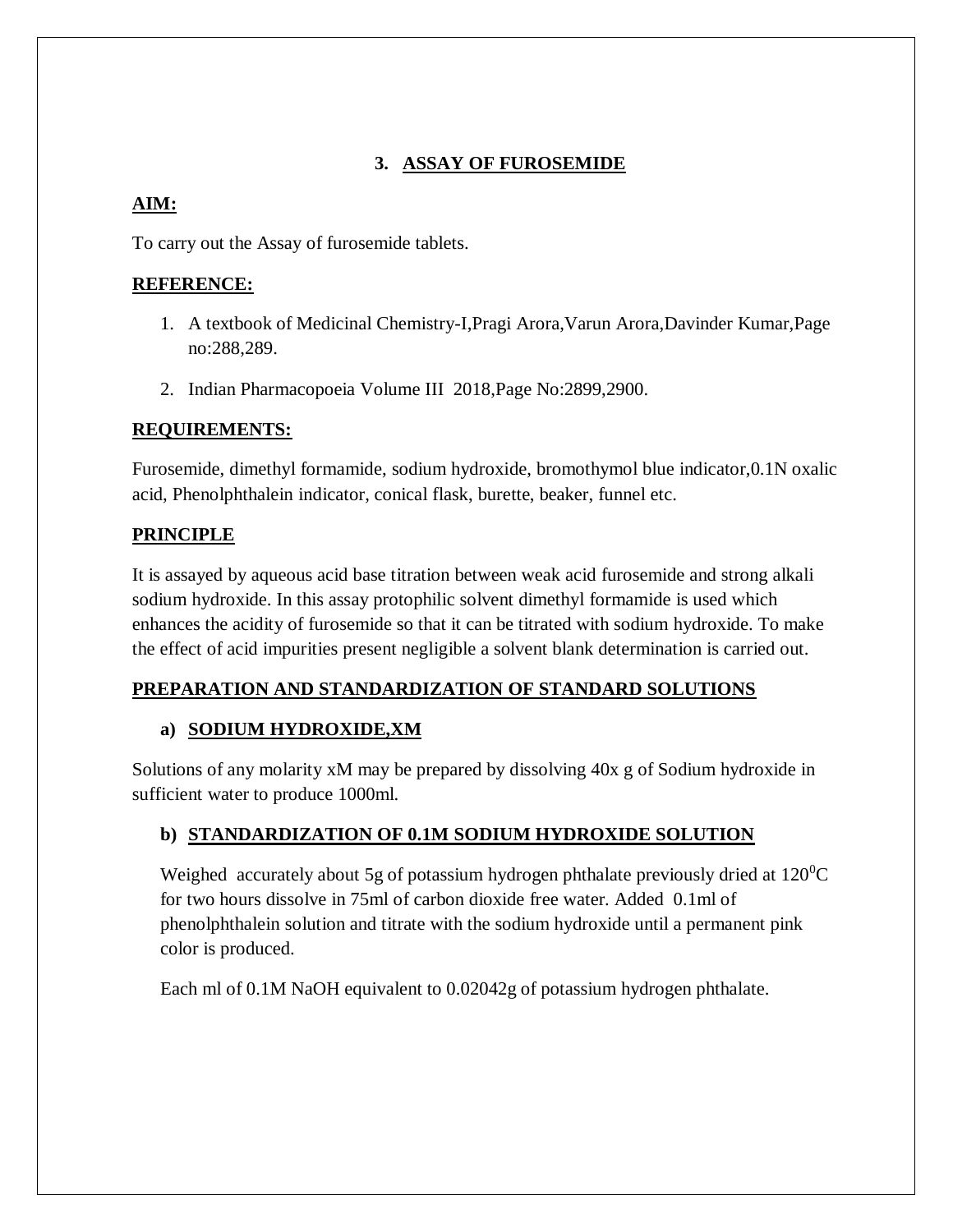## 3. ASSAY OF FUROSEMIDE

**AIM:**

To carry out the Assay of furosemide tablets.

**REFERENCE:**

1. A textbook of Medicinal Chemistry-I,Pragi Arora,Varun Arora,Davinder Kumar,Page no:288,289.
2. Indian Pharmacopoeia Volume III 2018,Page No:2899,2900.

**REQUIREMENTS:**

Furosemide, dimethyl formamide, sodium hydroxide, bromothymol blue indicator,0.1N oxalic acid, Phenolphthalein indicator, conical flask, burette, beaker, funnel etc.

**PRINCIPLE**

It is assayed by aqueous acid base titration between weak acid furosemide and strong alkali sodium hydroxide. In this assay protophilic solvent dimethyl formamide is used which enhances the acidity of furosemide so that it can be titrated with sodium hydroxide. To make the effect of acid impurities present negligible a solvent blank determination is carried out.

**PREPARATION AND STANDARDIZATION OF STANDARD SOLUTIONS**

**a) SODIUM HYDROXIDE,XM**

Solutions of any molarity xM may be prepared by dissolving 40x g of Sodium hydroxide in sufficient water to produce 1000ml.

**b) STANDARDIZATION OF 0.1M SODIUM HYDROXIDE SOLUTION**

Weighed accurately about 5g of potassium hydrogen phthalate previously dried at $120^0$C for two hours dissolve in 75ml of carbon dioxide free water. Added 0.1ml of phenolphthalein solution and titrate with the sodium hydroxide until a permanent pink color is produced.

Each ml of 0.1M NaOH equivalent to 0.02042g of potassium hydrogen phthalate.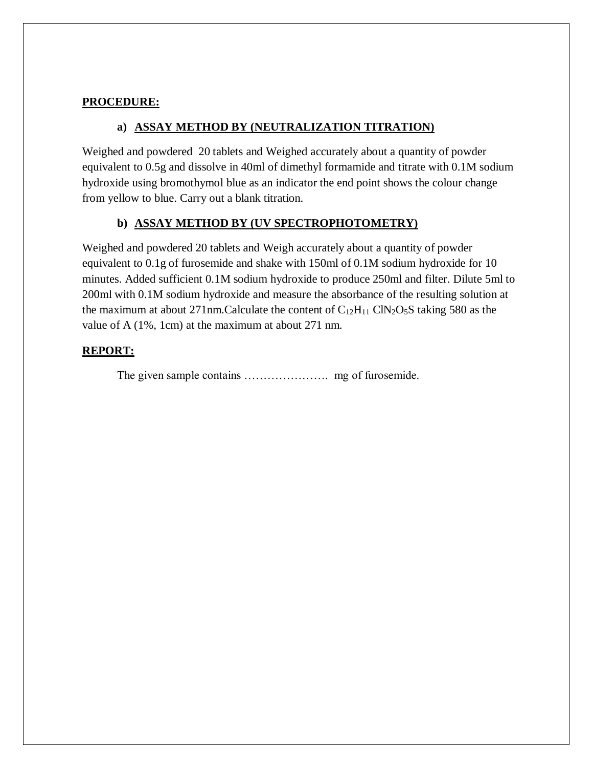**PROCEDURE:**

**a) ASSAY METHOD BY (NEUTRALIZATION TITRATION)**

Weighed and powdered 20 tablets and Weighed accurately about a quantity of powder equivalent to 0.5g and dissolve in 40ml of dimethyl formamide and titrate with 0.1M sodium hydroxide using bromothymol blue as an indicator the end point shows the colour change from yellow to blue. Carry out a blank titration.

**b) ASSAY METHOD BY (UV SPECTROPHOTOMETRY)**

Weighed and powdered 20 tablets and Weigh accurately about a quantity of powder equivalent to 0.1g of furosemide and shake with 150ml of 0.1M sodium hydroxide for 10 minutes. Added sufficient 0.1M sodium hydroxide to produce 250ml and filter. Dilute 5ml to 200ml with 0.1M sodium hydroxide and measure the absorbance of the resulting solution at the maximum at about 271nm.Calculate the content of $C_{12}H_{11}ClN_2O_5S$ taking 580 as the value of A (1%, 1cm) at the maximum at about 271 nm.

**REPORT:**

The given sample contains …………………. mg of furosemide.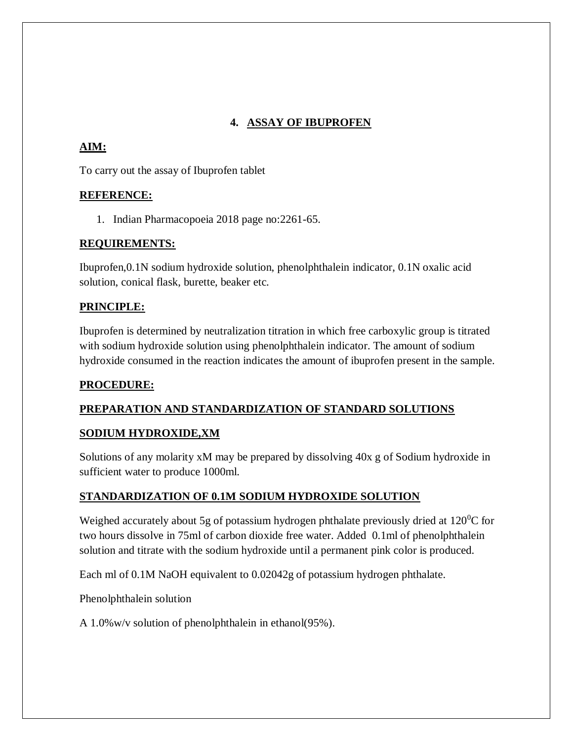## 4. ASSAY OF IBUPROFEN

**AIM:**

To carry out the assay of Ibuprofen tablet

**REFERENCE:**

1. Indian Pharmacopoeia 2018 page no:2261-65.

**REQUIREMENTS:**

Ibuprofen,0.1N sodium hydroxide solution, phenolphthalein indicator, 0.1N oxalic acid solution, conical flask, burette, beaker etc.

**PRINCIPLE:**

Ibuprofen is determined by neutralization titration in which free carboxylic group is titrated with sodium hydroxide solution using phenolphthalein indicator. The amount of sodium hydroxide consumed in the reaction indicates the amount of ibuprofen present in the sample.

**PROCEDURE:**

**PREPARATION AND STANDARDIZATION OF STANDARD SOLUTIONS**

**SODIUM HYDROXIDE,XM**

Solutions of any molarity xM may be prepared by dissolving 40x g of Sodium hydroxide in sufficient water to produce 1000ml.

**STANDARDIZATION OF 0.1M SODIUM HYDROXIDE SOLUTION**

Weighed accurately about 5g of potassium hydrogen phthalate previously dried at $120^0$C for two hours dissolve in 75ml of carbon dioxide free water. Added 0.1ml of phenolphthalein solution and titrate with the sodium hydroxide until a permanent pink color is produced.

Each ml of 0.1M NaOH equivalent to 0.02042g of potassium hydrogen phthalate.

Phenolphthalein solution

A 1.0%w/v solution of phenolphthalein in ethanol(95%).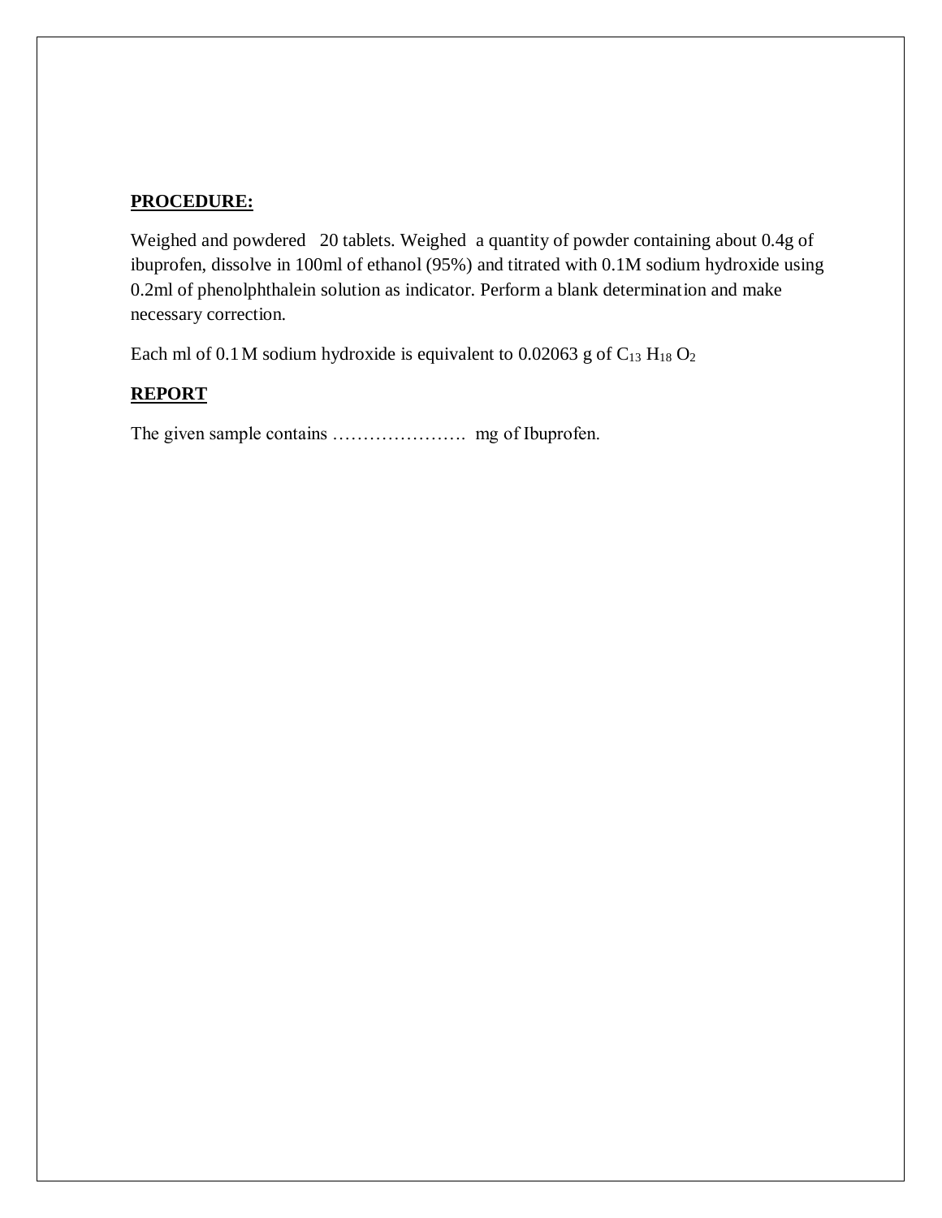**PROCEDURE:**

Weighed and powdered 20 tablets. Weighed a quantity of powder containing about 0.4g of ibuprofen, dissolve in 100ml of ethanol (95%) and titrated with 0.1M sodium hydroxide using 0.2ml of phenolphthalein solution as indicator. Perform a blank determination and make necessary correction.

Each ml of 0.1 M sodium hydroxide is equivalent to 0.02063 g of $C_{13}H_{18}O_2$

**REPORT**

The given sample contains …………………. mg of Ibuprofen.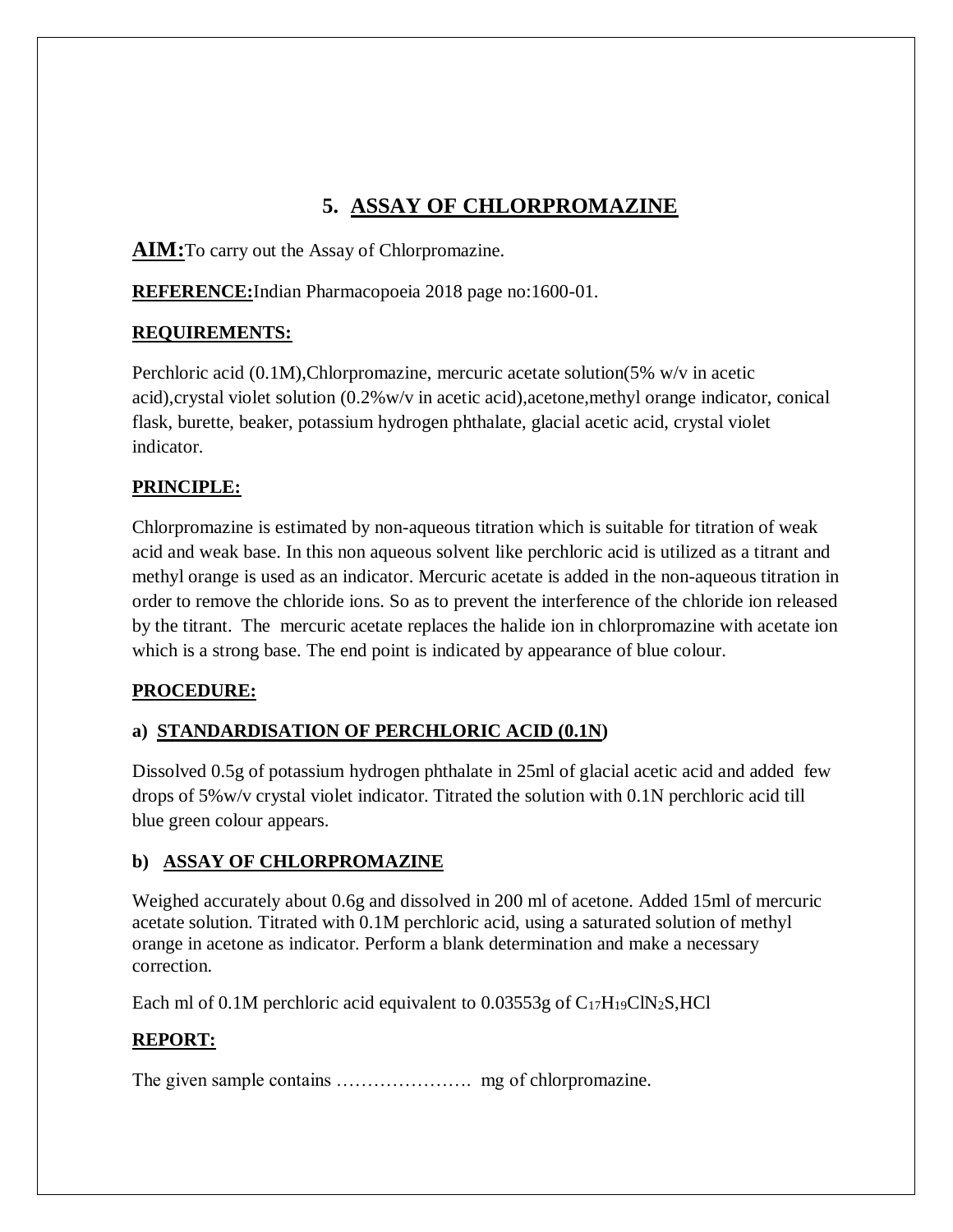# 5. ASSAY OF CHLORPROMAZINE

**AIM:** To carry out the Assay of Chlorpromazine.

**REFERENCE:** Indian Pharmacopoeia 2018 page no:1600-01.

**REQUIREMENTS:**

Perchloric acid (0.1M), Chlorpromazine, mercuric acetate solution(5% w/v in acetic acid), crystal violet solution (0.2%w/v in acetic acid), acetone, methyl orange indicator, conical flask, burette, beaker, potassium hydrogen phthalate, glacial acetic acid, crystal violet indicator.

**PRINCIPLE:**

Chlorpromazine is estimated by non-aqueous titration which is suitable for titration of weak acid and weak base. In this non aqueous solvent like perchloric acid is utilized as a titrant and methyl orange is used as an indicator. Mercuric acetate is added in the non-aqueous titration in order to remove the chloride ions. So as to prevent the interference of the chloride ion released by the titrant. The mercuric acetate replaces the halide ion in chlorpromazine with acetate ion which is a strong base. The end point is indicated by appearance of blue colour.

**PROCEDURE:**

**a) STANDARDISATION OF PERCHLORIC ACID (0.1N)**

Dissolved 0.5g of potassium hydrogen phthalate in 25ml of glacial acetic acid and added few drops of 5%w/v crystal violet indicator. Titrated the solution with 0.1N perchloric acid till blue green colour appears.

**b) ASSAY OF CHLORPROMAZINE**

Weighed accurately about 0.6g and dissolved in 200 ml of acetone. Added 15ml of mercuric acetate solution. Titrated with 0.1M perchloric acid, using a saturated solution of methyl orange in acetone as indicator. Perform a blank determination and make a necessary correction.

Each ml of 0.1M perchloric acid equivalent to 0.03553g of $C_{17}H_{19}ClN_2S,HCl$

**REPORT:**

The given sample contains …………………. mg of chlorpromazine.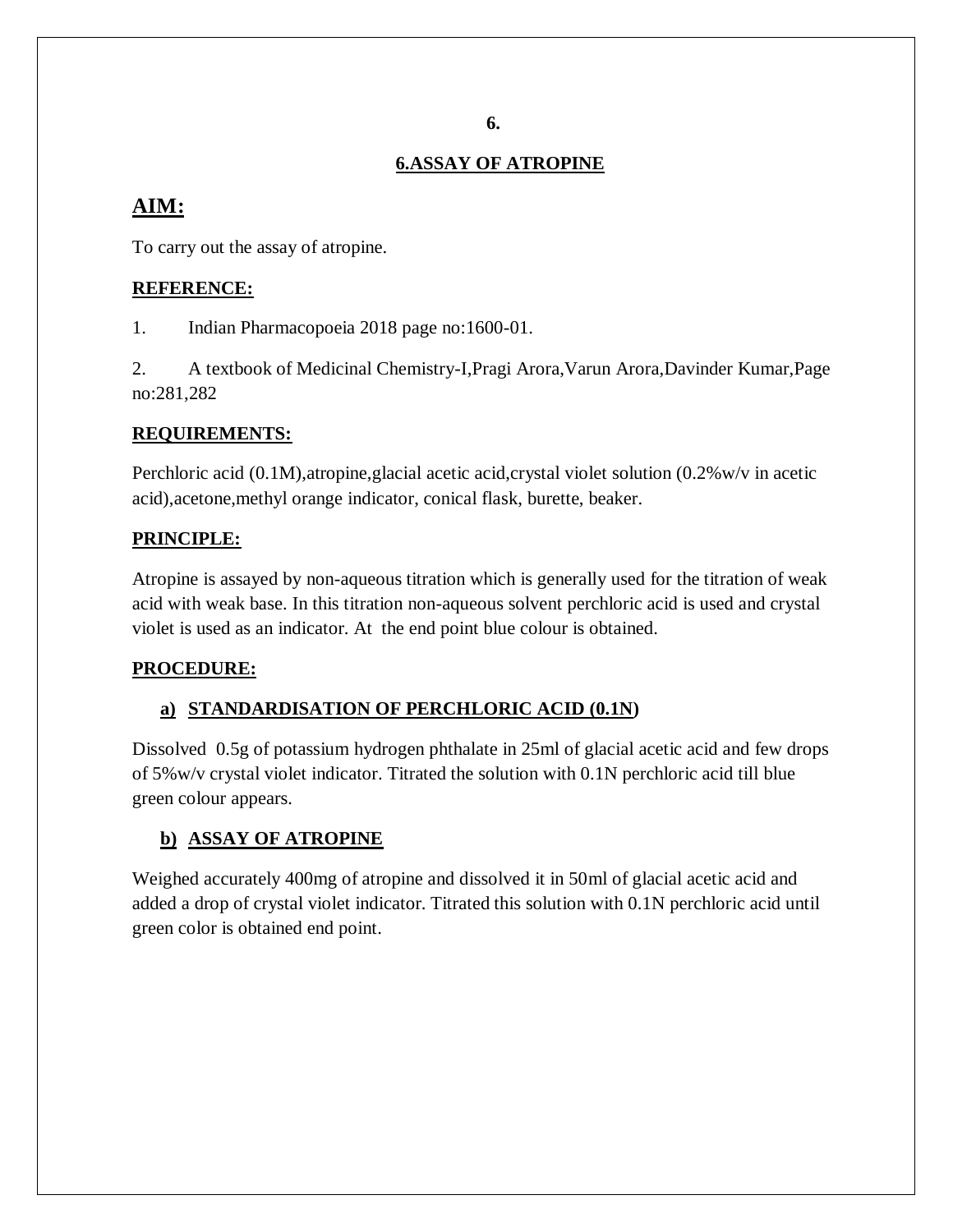6.

# 6.ASSAY OF ATROPINE

## AIM:

To carry out the assay of atropine.

**REFERENCE:**

1. Indian Pharmacopoeia 2018 page no:1600-01.

2. A textbook of Medicinal Chemistry-I,Pragi Arora,Varun Arora,Davinder Kumar,Page no:281,282

**REQUIREMENTS:**

Perchloric acid (0.1M),atropine,glacial acetic acid,crystal violet solution (0.2%w/v in acetic acid),acetone,methyl orange indicator, conical flask, burette, beaker.

**PRINCIPLE:**

Atropine is assayed by non-aqueous titration which is generally used for the titration of weak acid with weak base. In this titration non-aqueous solvent perchloric acid is used and crystal violet is used as an indicator. At the end point blue colour is obtained.

**PROCEDURE:**

**a) STANDARDISATION OF PERCHLORIC ACID (0.1N)**

Dissolved 0.5g of potassium hydrogen phthalate in 25ml of glacial acetic acid and few drops of 5%w/v crystal violet indicator. Titrated the solution with 0.1N perchloric acid till blue green colour appears.

**b) ASSAY OF ATROPINE**

Weighed accurately 400mg of atropine and dissolved it in 50ml of glacial acetic acid and added a drop of crystal violet indicator. Titrated this solution with 0.1N perchloric acid until green color is obtained end point.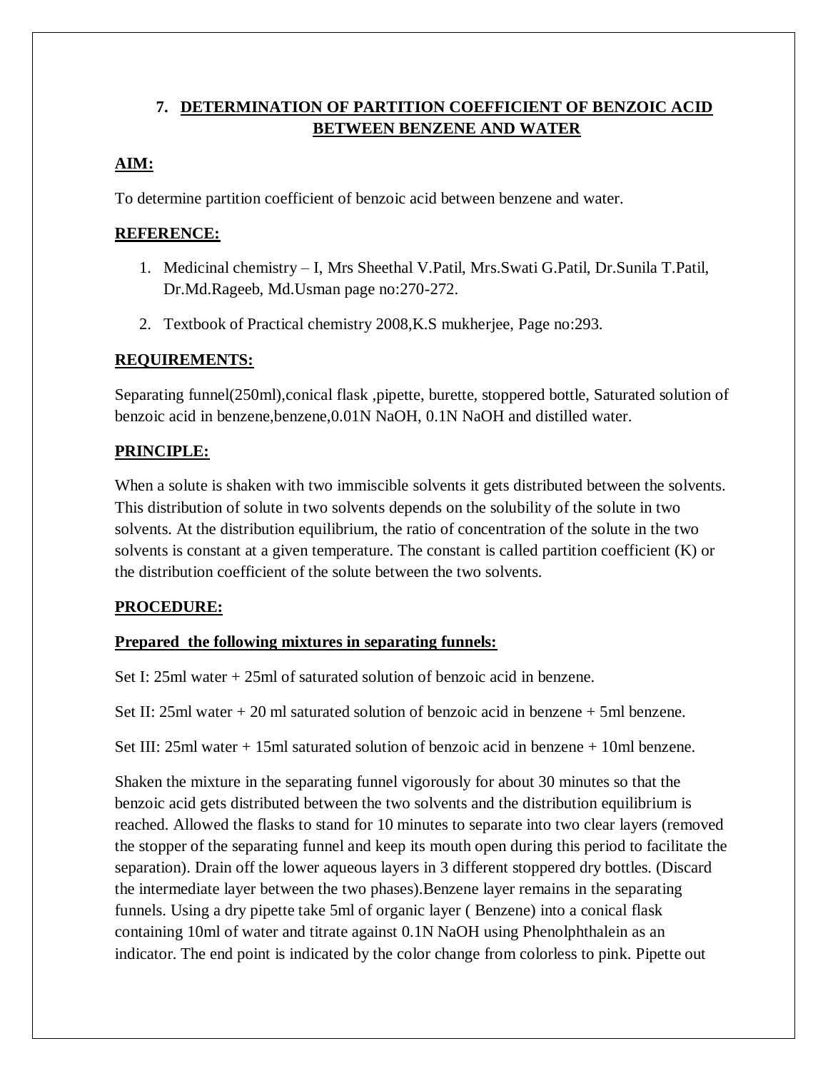## 7. DETERMINATION OF PARTITION COEFFICIENT OF BENZOIC ACID BETWEEN BENZENE AND WATER

**AIM:**

To determine partition coefficient of benzoic acid between benzene and water.

**REFERENCE:**

1. Medicinal chemistry – I, Mrs Sheethal V.Patil, Mrs.Swati G.Patil, Dr.Sunila T.Patil, Dr.Md.Rageeb, Md.Usman page no:270-272.
2. Textbook of Practical chemistry 2008,K.S mukherjee, Page no:293.

**REQUIREMENTS:**

Separating funnel(250ml),conical flask ,pipette, burette, stoppered bottle, Saturated solution of benzoic acid in benzene,benzene,0.01N NaOH, 0.1N NaOH and distilled water.

**PRINCIPLE:**

When a solute is shaken with two immiscible solvents it gets distributed between the solvents. This distribution of solute in two solvents depends on the solubility of the solute in two solvents. At the distribution equilibrium, the ratio of concentration of the solute in the two solvents is constant at a given temperature. The constant is called partition coefficient (K) or the distribution coefficient of the solute between the two solvents.

**PROCEDURE:**

**Prepared the following mixtures in separating funnels:**

Set I: 25ml water + 25ml of saturated solution of benzoic acid in benzene.

Set II: 25ml water + 20 ml saturated solution of benzoic acid in benzene + 5ml benzene.

Set III: 25ml water + 15ml saturated solution of benzoic acid in benzene + 10ml benzene.

Shaken the mixture in the separating funnel vigorously for about 30 minutes so that the benzoic acid gets distributed between the two solvents and the distribution equilibrium is reached. Allowed the flasks to stand for 10 minutes to separate into two clear layers (removed the stopper of the separating funnel and keep its mouth open during this period to facilitate the separation). Drain off the lower aqueous layers in 3 different stoppered dry bottles. (Discard the intermediate layer between the two phases).Benzene layer remains in the separating funnels. Using a dry pipette take 5ml of organic layer ( Benzene) into a conical flask containing 10ml of water and titrate against 0.1N NaOH using Phenolphthalein as an indicator. The end point is indicated by the color change from colorless to pink. Pipette out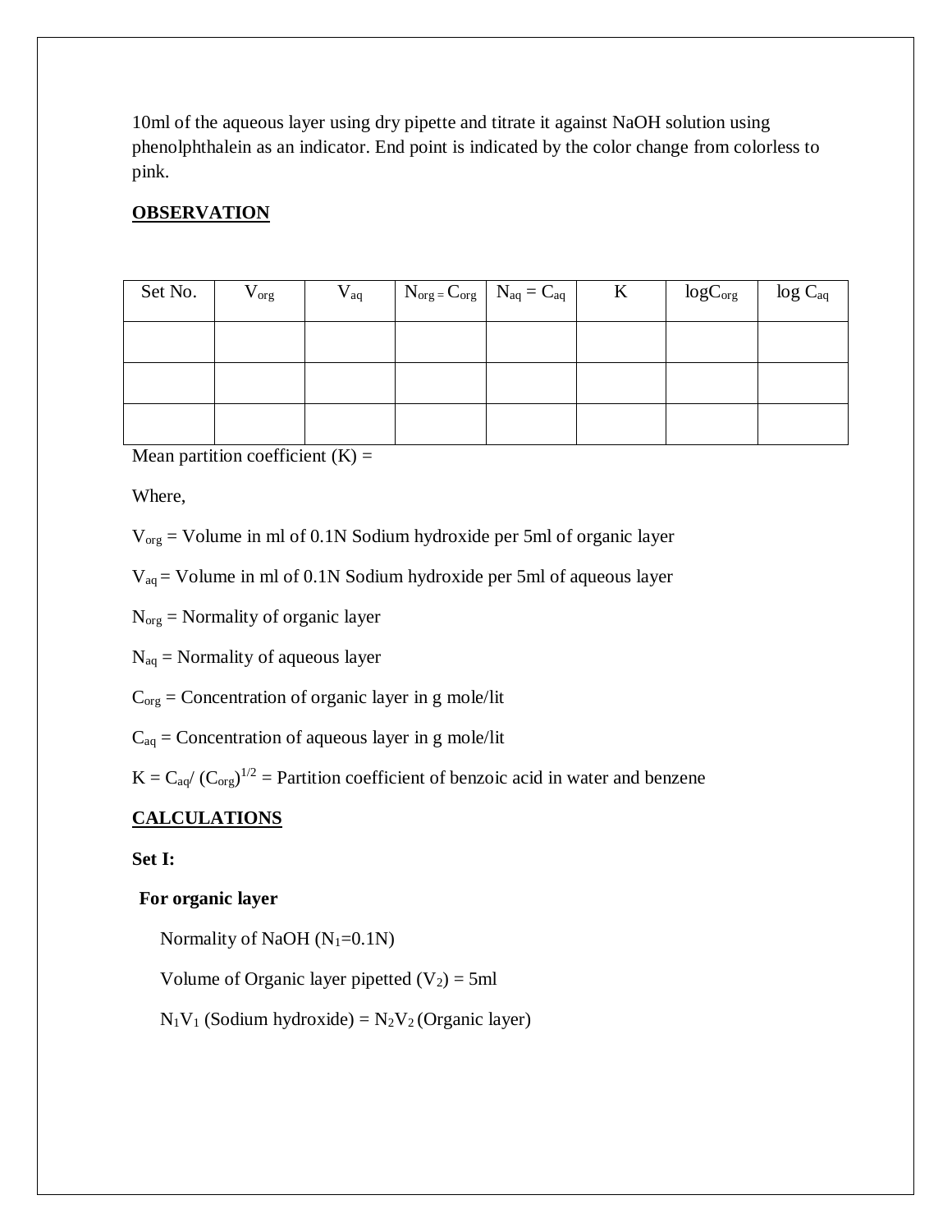10ml of the aqueous layer using dry pipette and titrate it against NaOH solution using phenolphthalein as an indicator. End point is indicated by the color change from colorless to pink.

**OBSERVATION**

| Set No. | $V_{org}$ | $V_{aq}$ | $N_{org} = C_{org}$ | $N_{aq} = C_{aq}$ | K | $\log C_{org}$ | $\log C_{aq}$ |
|---|---|---|---|---|---|---|---|
| | | | | | | | |
| | | | | | | | |
| | | | | | | | |

Mean partition coefficient (K) =

Where,

$V_{org}$ = Volume in ml of 0.1N Sodium hydroxide per 5ml of organic layer

$V_{aq}$ = Volume in ml of 0.1N Sodium hydroxide per 5ml of aqueous layer

$N_{org}$ = Normality of organic layer

$N_{aq}$ = Normality of aqueous layer

$C_{org}$ = Concentration of organic layer in g mole/lit

$C_{aq}$ = Concentration of aqueous layer in g mole/lit

$K = C_{aq}/ (C_{org})^{1/2}$ = Partition coefficient of benzoic acid in water and benzene

**CALCULATIONS**

**Set I:**

**For organic layer**

Normality of NaOH ($N_1$=0.1N)

Volume of Organic layer pipetted ($V_2$) = 5ml

$N_1V_1$ (Sodium hydroxide) = $N_2V_2$ (Organic layer)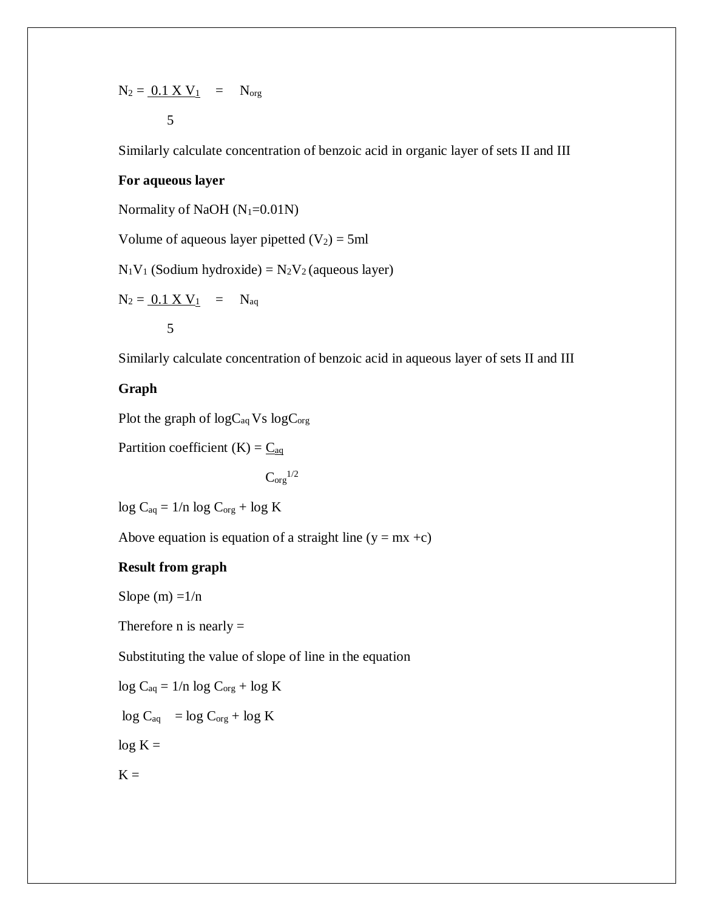$$N_2 = \frac{0.1 \text{ X } V_1}{5} = N_{org}$$

Similarly calculate concentration of benzoic acid in organic layer of sets II and III

**For aqueous layer**

Normality of NaOH ($N_1$=0.01N)

Volume of aqueous layer pipetted ($V_2$) = 5ml

$N_1V_1$ (Sodium hydroxide) = $N_2V_2$ (aqueous layer)

$$N_2 = \frac{0.1 \text{ X } V_1}{5} = N_{aq}$$

Similarly calculate concentration of benzoic acid in aqueous layer of sets II and III

**Graph**

Plot the graph of $\log C_{aq}$ Vs $\log C_{org}$

$$\text{Partition coefficient (K)} = \frac{C_{aq}}{C_{org}^{1/2}}$$

$\log C_{aq} = 1/n \log C_{org} + \log K$

Above equation is equation of a straight line ($y = mx + c$)

**Result from graph**

Slope (m) =1/n

Therefore n is nearly =

Substituting the value of slope of line in the equation

$\log C_{aq} = 1/n \log C_{org} + \log K$

$\log C_{aq} = \log C_{org} + \log K$

$\log K =$

$K =$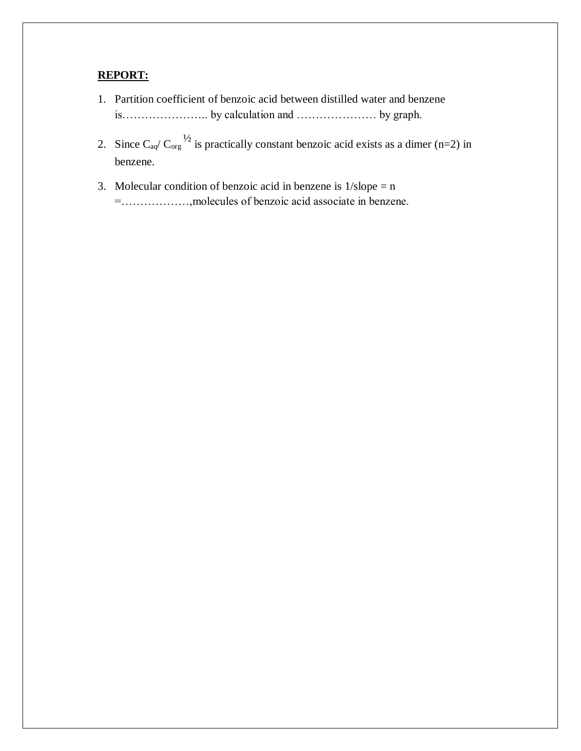**REPORT:**

1. Partition coefficient of benzoic acid between distilled water and benzene is………………….. by calculation and ………………… by graph.

2. Since $C_{aq}/ C_{org}{}^{½}$ is practically constant benzoic acid exists as a dimer (n=2) in benzene.

3. Molecular condition of benzoic acid in benzene is 1/slope = n =………………,molecules of benzoic acid associate in benzene.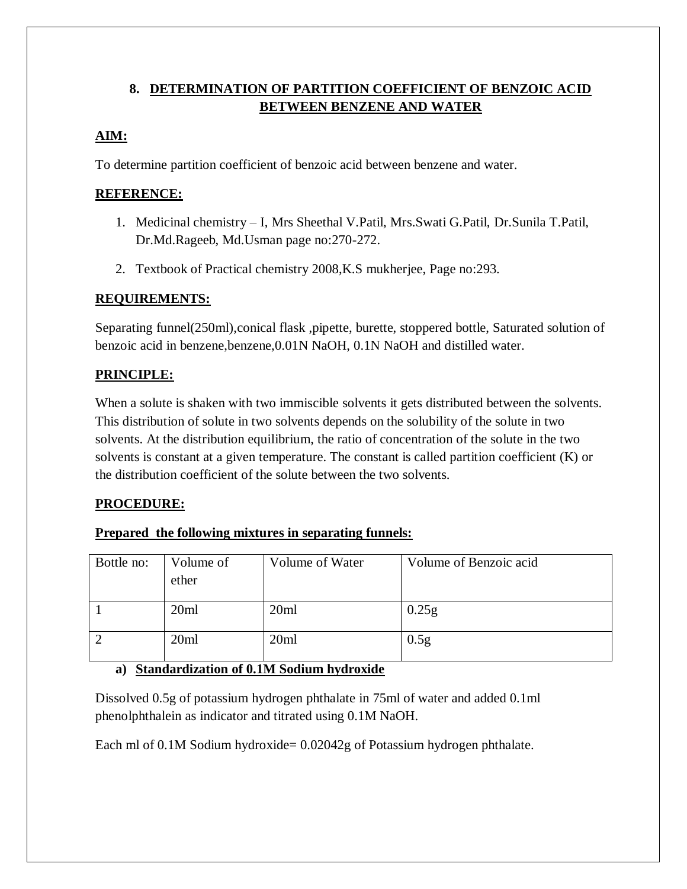## 8. DETERMINATION OF PARTITION COEFFICIENT OF BENZOIC ACID BETWEEN BENZENE AND WATER

**AIM:**

To determine partition coefficient of benzoic acid between benzene and water.

**REFERENCE:**

1. Medicinal chemistry – I, Mrs Sheethal V.Patil, Mrs.Swati G.Patil, Dr.Sunila T.Patil, Dr.Md.Rageeb, Md.Usman page no:270-272.
2. Textbook of Practical chemistry 2008,K.S mukherjee, Page no:293.

**REQUIREMENTS:**

Separating funnel(250ml),conical flask ,pipette, burette, stoppered bottle, Saturated solution of benzoic acid in benzene,benzene,0.01N NaOH, 0.1N NaOH and distilled water.

**PRINCIPLE:**

When a solute is shaken with two immiscible solvents it gets distributed between the solvents. This distribution of solute in two solvents depends on the solubility of the solute in two solvents. At the distribution equilibrium, the ratio of concentration of the solute in the two solvents is constant at a given temperature. The constant is called partition coefficient (K) or the distribution coefficient of the solute between the two solvents.

**PROCEDURE:**

**Prepared the following mixtures in separating funnels:**

| Bottle no: | Volume of ether | Volume of Water | Volume of Benzoic acid |
|---|---|---|---|
| 1 | 20ml | 20ml | 0.25g |
| 2 | 20ml | 20ml | 0.5g |

**a) Standardization of 0.1M Sodium hydroxide**

Dissolved 0.5g of potassium hydrogen phthalate in 75ml of water and added 0.1ml phenolphthalein as indicator and titrated using 0.1M NaOH.

Each ml of 0.1M Sodium hydroxide= 0.02042g of Potassium hydrogen phthalate.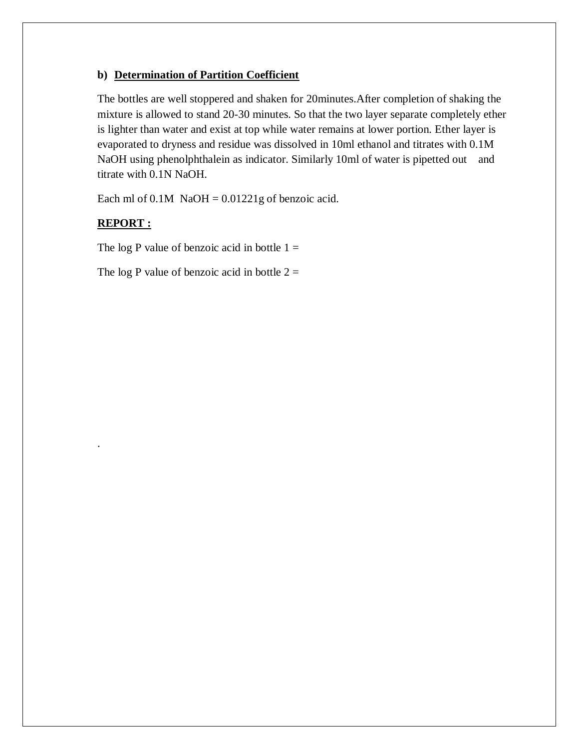**b) Determination of Partition Coefficient**

The bottles are well stoppered and shaken for 20minutes.After completion of shaking the mixture is allowed to stand 20-30 minutes. So that the two layer separate completely ether is lighter than water and exist at top while water remains at lower portion. Ether layer is evaporated to dryness and residue was dissolved in 10ml ethanol and titrates with 0.1M NaOH using phenolphthalein as indicator. Similarly 10ml of water is pipetted out and titrate with 0.1N NaOH.

Each ml of 0.1M NaOH = 0.01221g of benzoic acid.

**REPORT :**

The log P value of benzoic acid in bottle 1 =

The log P value of benzoic acid in bottle 2 =

.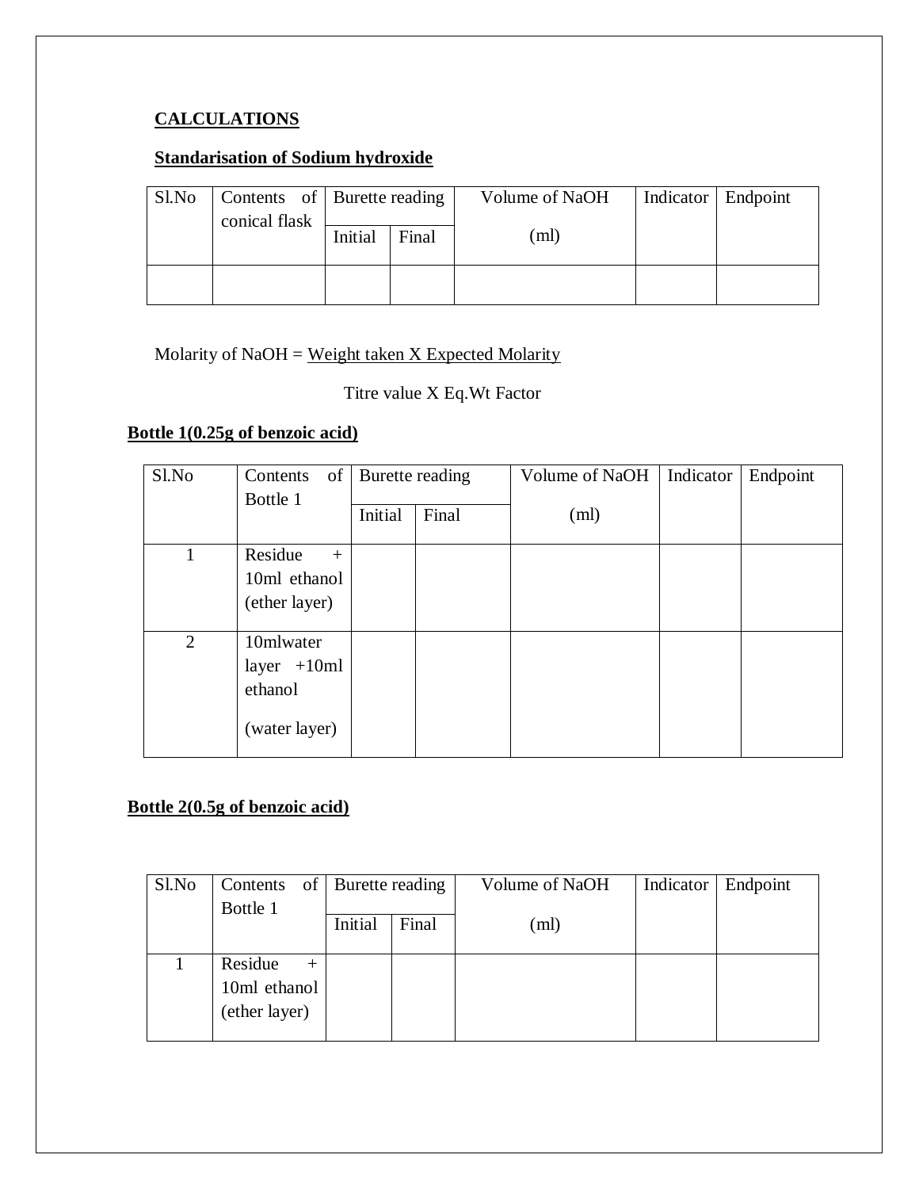## CALCULATIONS

### Standarisation of Sodium hydroxide

| Sl.No | Contents of conical flask | Burette reading | | Volume of NaOH (ml) | Indicator | Endpoint |
|---|---|---|---|---|---|---|
| | | Initial | Final | | | |
| | | | | | | |

$$\text{Molarity of NaOH} = \frac{\text{Weight taken X Expected Molarity}}{\text{Titre value X Eq.Wt Factor}}$$

### Bottle 1(0.25g of benzoic acid)

| Sl.No | Contents of Bottle 1 | Burette reading | | Volume of NaOH (ml) | Indicator | Endpoint |
|---|---|---|---|---|---|---|
| | | Initial | Final | | | |
| 1 | Residue + 10ml ethanol (ether layer) | | | | | |
| 2 | 10mlwater layer +10ml ethanol (water layer) | | | | | |

### Bottle 2(0.5g of benzoic acid)

| Sl.No | Contents of Bottle 1 | Burette reading | | Volume of NaOH (ml) | Indicator | Endpoint |
|---|---|---|---|---|---|---|
| | | Initial | Final | | | |
| 1 | Residue + 10ml ethanol (ether layer) | | | | | |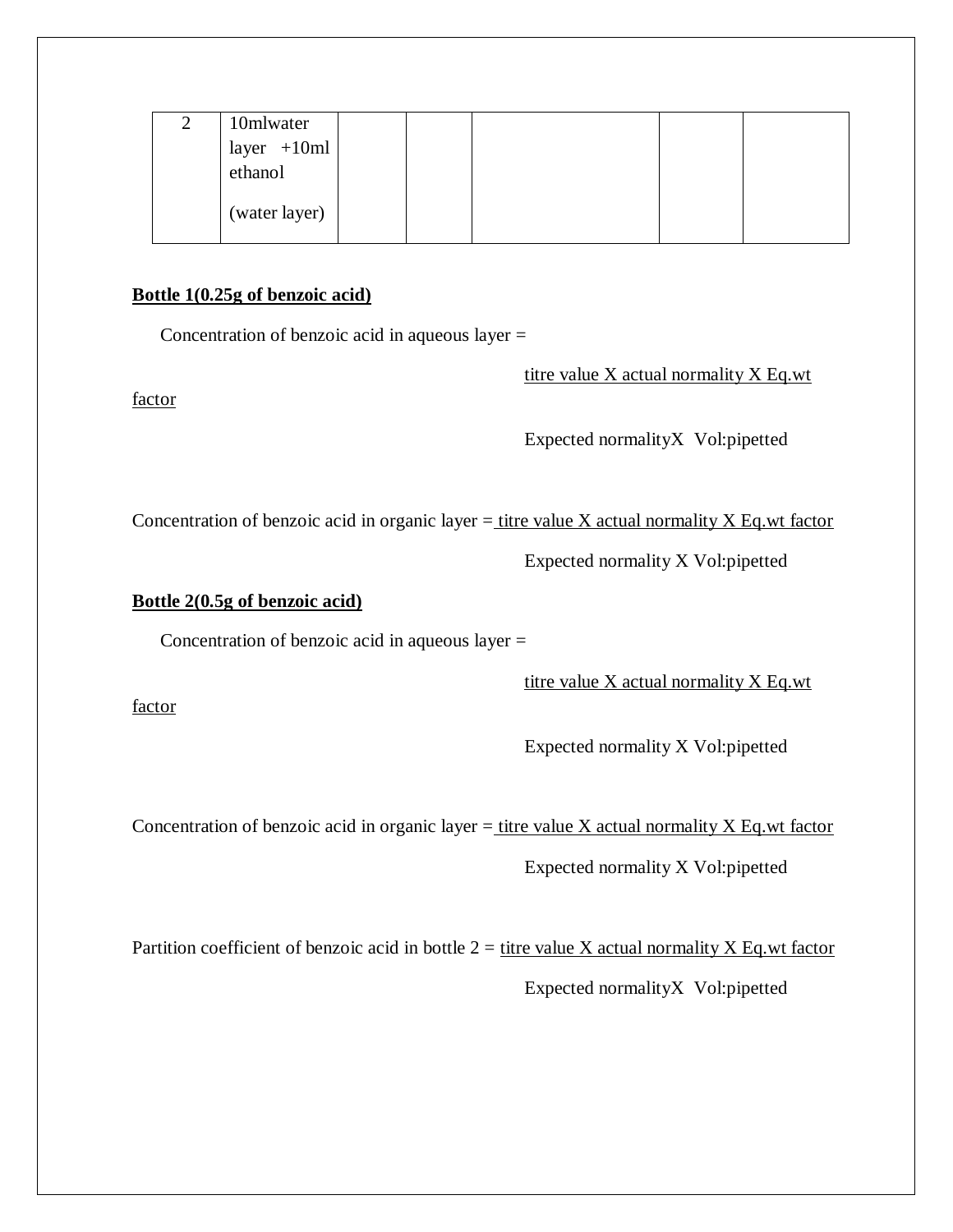| 2 | 10mlwater layer +10ml ethanol (water layer) | | | | | |
|---|---|---|---|---|---|---|

**Bottle 1(0.25g of benzoic acid)**

Concentration of benzoic acid in aqueous layer =

$$\frac{\text{titre value X actual normality X Eq.wt factor}}{\text{Expected normality X Vol:pipetted}}$$

Concentration of benzoic acid in organic layer = 

$$\frac{\text{titre value X actual normality X Eq.wt factor}}{\text{Expected normality X Vol:pipetted}}$$

**Bottle 2(0.5g of benzoic acid)**

Concentration of benzoic acid in aqueous layer =

$$\frac{\text{titre value X actual normality X Eq.wt factor}}{\text{Expected normality X Vol:pipetted}}$$

Concentration of benzoic acid in organic layer = 

$$\frac{\text{titre value X actual normality X Eq.wt factor}}{\text{Expected normality X Vol:pipetted}}$$

Partition coefficient of benzoic acid in bottle 2 = 

$$\frac{\text{titre value X actual normality X Eq.wt factor}}{\text{Expected normality X Vol:pipetted}}$$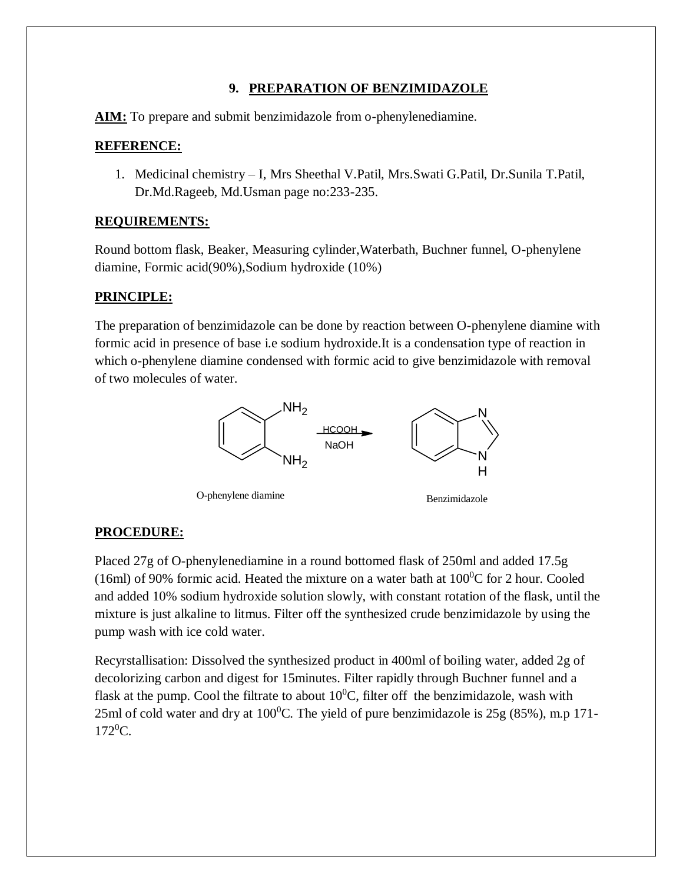## 9. PREPARATION OF BENZIMIDAZOLE

**AIM:** To prepare and submit benzimidazole from o-phenylenediamine.

**REFERENCE:**

1. Medicinal chemistry – I, Mrs Sheethal V.Patil, Mrs.Swati G.Patil, Dr.Sunila T.Patil, Dr.Md.Rageeb, Md.Usman page no:233-235.

**REQUIREMENTS:**

Round bottom flask, Beaker, Measuring cylinder,Waterbath, Buchner funnel, O-phenylene diamine, Formic acid(90%),Sodium hydroxide (10%)

**PRINCIPLE:**

The preparation of benzimidazole can be done by reaction between O-phenylene diamine with formic acid in presence of base i.e sodium hydroxide.It is a condensation type of reaction in which o-phenylene diamine condensed with formic acid to give benzimidazole with removal of two molecules of water.

$$\text{O-phenylene diamine} \xrightarrow[\text{NaOH}]{\text{HCOOH}} \text{Benzimidazole}$$

**PROCEDURE:**

Placed 27g of O-phenylenediamine in a round bottomed flask of 250ml and added 17.5g (16ml) of 90% formic acid. Heated the mixture on a water bath at $100^0$C for 2 hour. Cooled and added 10% sodium hydroxide solution slowly, with constant rotation of the flask, until the mixture is just alkaline to litmus. Filter off the synthesized crude benzimidazole by using the pump wash with ice cold water.

Recyrstallisation: Dissolved the synthesized product in 400ml of boiling water, added 2g of decolorizing carbon and digest for 15minutes. Filter rapidly through Buchner funnel and a flask at the pump. Cool the filtrate to about $10^0$C, filter off the benzimidazole, wash with 25ml of cold water and dry at $100^0$C. The yield of pure benzimidazole is 25g (85%), m.p 171-$172^0$C.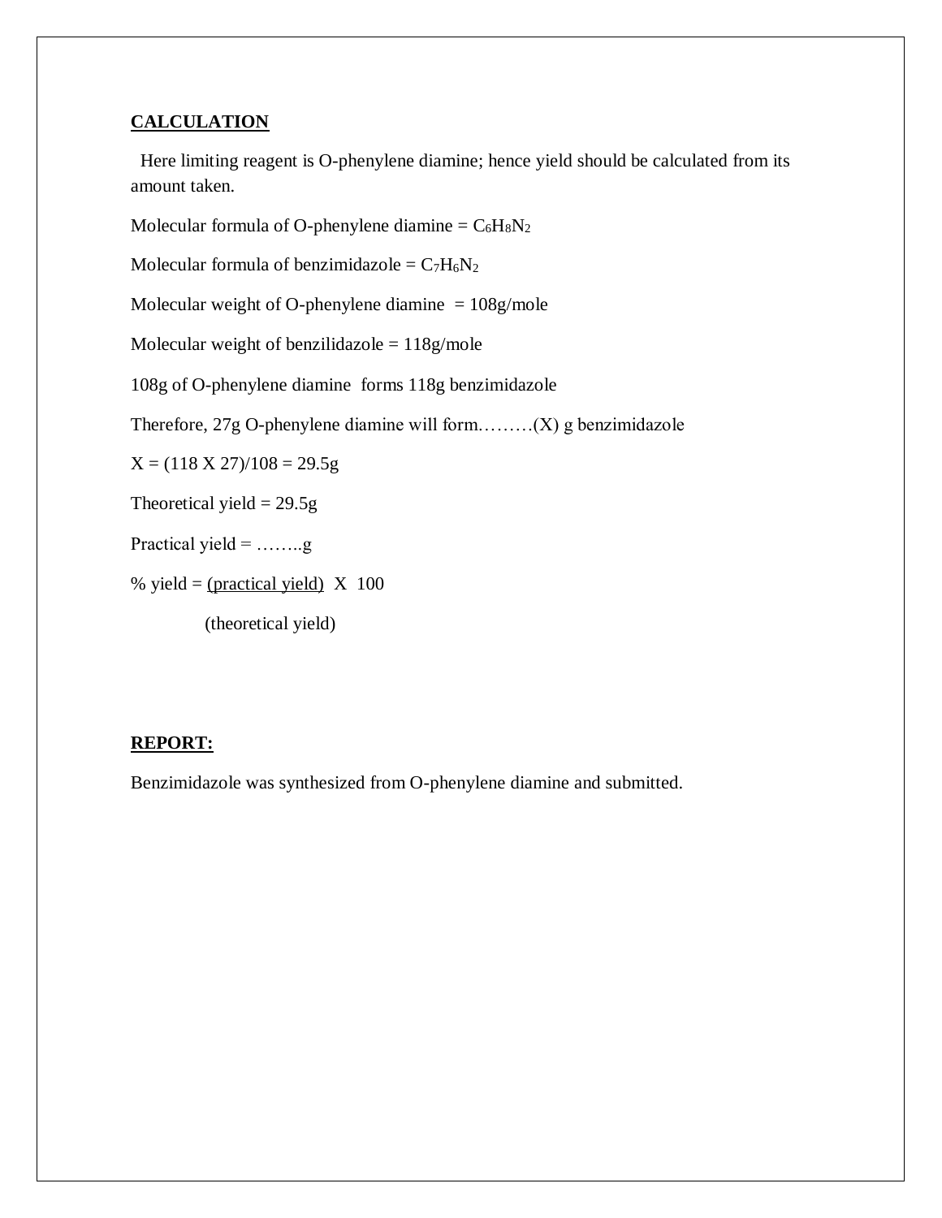**CALCULATION**

Here limiting reagent is O-phenylene diamine; hence yield should be calculated from its amount taken.

Molecular formula of O-phenylene diamine = $C_6H_8N_2$

Molecular formula of benzimidazole = $C_7H_6N_2$

Molecular weight of O-phenylene diamine = 108g/mole

Molecular weight of benzilidazole = 118g/mole

108g of O-phenylene diamine forms 118g benzimidazole

Therefore, 27g O-phenylene diamine will form………(X) g benzimidazole

X = (118 X 27)/108 = 29.5g

Theoretical yield = 29.5g

Practical yield = ……..g

$$\% \text{ yield} = \frac{(\text{practical yield})}{(\text{theoretical yield})} \times 100$$

**REPORT:**

Benzimidazole was synthesized from O-phenylene diamine and submitted.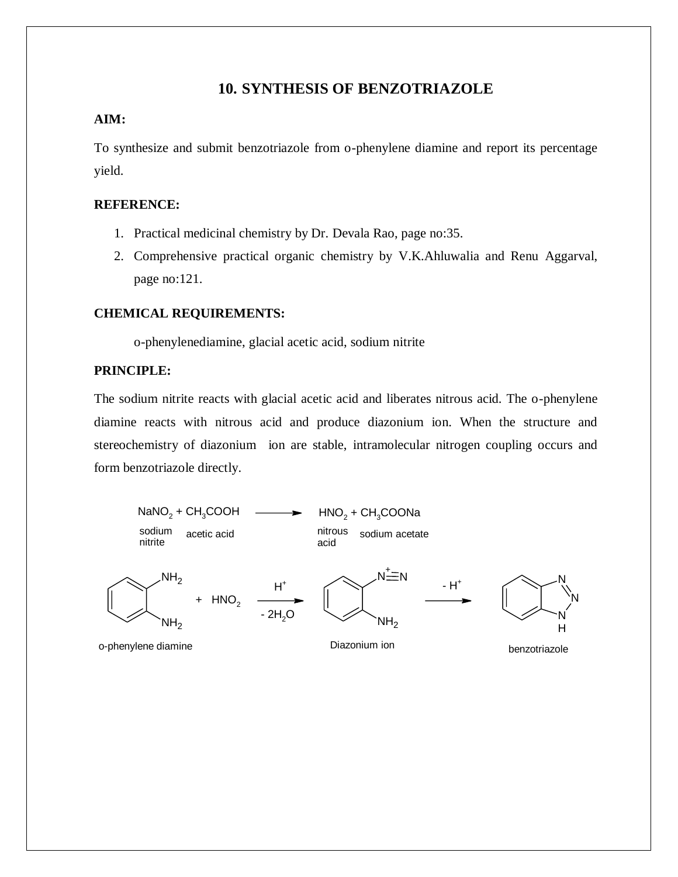# 10. SYNTHESIS OF BENZOTRIAZOLE

**AIM:**

To synthesize and submit benzotriazole from o-phenylene diamine and report its percentage yield.

**REFERENCE:**

1. Practical medicinal chemistry by Dr. Devala Rao, page no:35.
2. Comprehensive practical organic chemistry by V.K.Ahluwalia and Renu Aggarval, page no:121.

**CHEMICAL REQUIREMENTS:**

o-phenylenediamine, glacial acetic acid, sodium nitrite

**PRINCIPLE:**

The sodium nitrite reacts with glacial acetic acid and liberates nitrous acid. The o-phenylene diamine reacts with nitrous acid and produce diazonium ion. When the structure and stereochemistry of diazonium ion are stable, intramolecular nitrogen coupling occurs and form benzotriazole directly.

$$NaNO_2 + CH_3COOH \longrightarrow HNO_2 + CH_3COONa$$

sodium nitrite, acetic acid, nitrous acid, sodium acetate

o-phenylene diamine + $HNO_2$ $\xrightarrow[-\,2H_2O]{H^+}$ Diazonium ion $\xrightarrow{-\,H^+}$ benzotriazole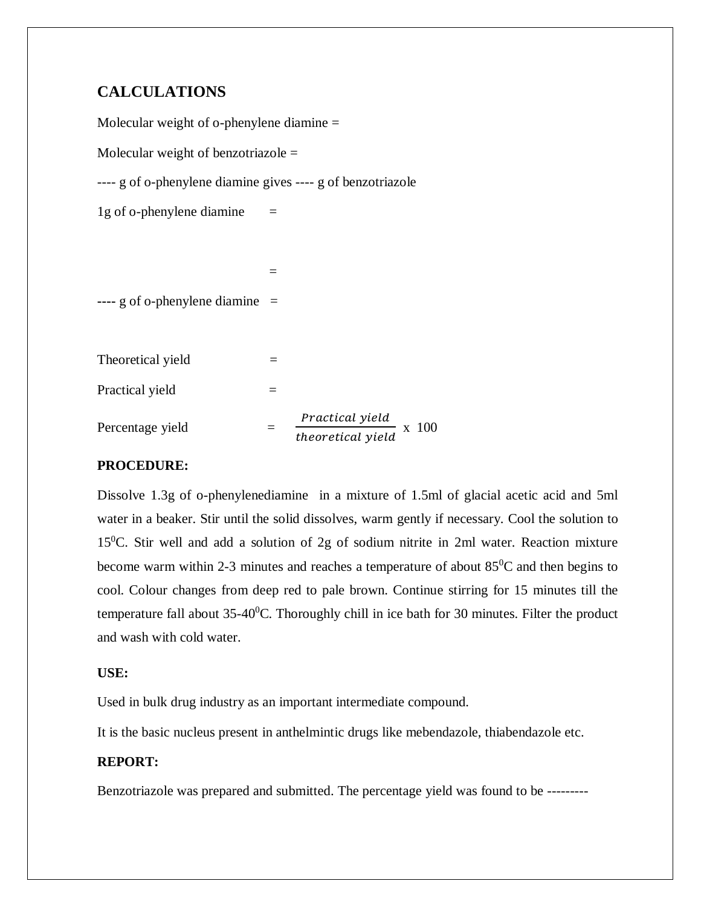## CALCULATIONS

Molecular weight of o-phenylene diamine =

Molecular weight of benzotriazole =

---- g of o-phenylene diamine gives ---- g of benzotriazole

1g of o-phenylene diamine =

=

---- g of o-phenylene diamine =

Theoretical yield =

Practical yield =

Percentage yield = $\frac{Practical\ yield}{theoretical\ yield}$ x 100

**PROCEDURE:**

Dissolve 1.3g of o-phenylenediamine in a mixture of 1.5ml of glacial acetic acid and 5ml water in a beaker. Stir until the solid dissolves, warm gently if necessary. Cool the solution to $15^0$C. Stir well and add a solution of 2g of sodium nitrite in 2ml water. Reaction mixture become warm within 2-3 minutes and reaches a temperature of about $85^0$C and then begins to cool. Colour changes from deep red to pale brown. Continue stirring for 15 minutes till the temperature fall about 35-$40^0$C. Thoroughly chill in ice bath for 30 minutes. Filter the product and wash with cold water.

**USE:**

Used in bulk drug industry as an important intermediate compound.

It is the basic nucleus present in anthelmintic drugs like mebendazole, thiabendazole etc.

**REPORT:**

Benzotriazole was prepared and submitted. The percentage yield was found to be ---------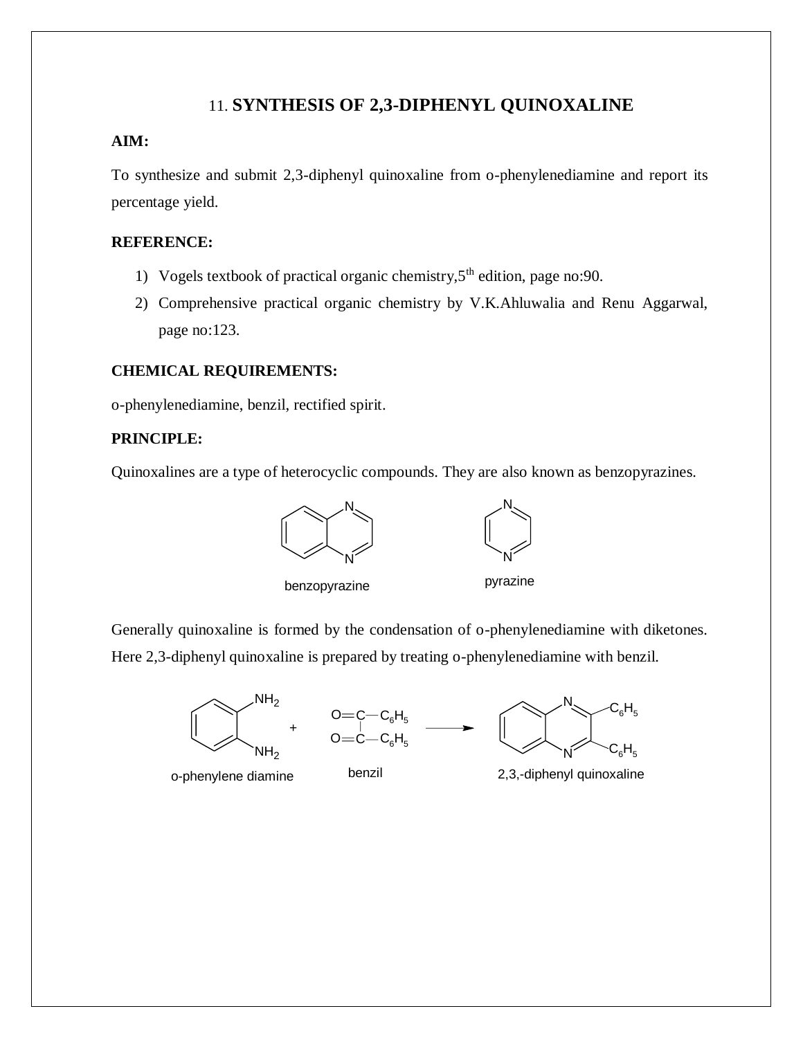## 11. SYNTHESIS OF 2,3-DIPHENYL QUINOXALINE

**AIM:**

To synthesize and submit 2,3-diphenyl quinoxaline from o-phenylenediamine and report its percentage yield.

**REFERENCE:**

1) Vogels textbook of practical organic chemistry,5[th] edition, page no:90.
2) Comprehensive practical organic chemistry by V.K.Ahluwalia and Renu Aggarwal, page no:123.

**CHEMICAL REQUIREMENTS:**

o-phenylenediamine, benzil, rectified spirit.

**PRINCIPLE:**

Quinoxalines are a type of heterocyclic compounds. They are also known as benzopyrazines.

benzopyrazine    pyrazine

Generally quinoxaline is formed by the condensation of o-phenylenediamine with diketones. Here 2,3-diphenyl quinoxaline is prepared by treating o-phenylenediamine with benzil.

o-phenylene diamine + benzil → 2,3,-diphenyl quinoxaline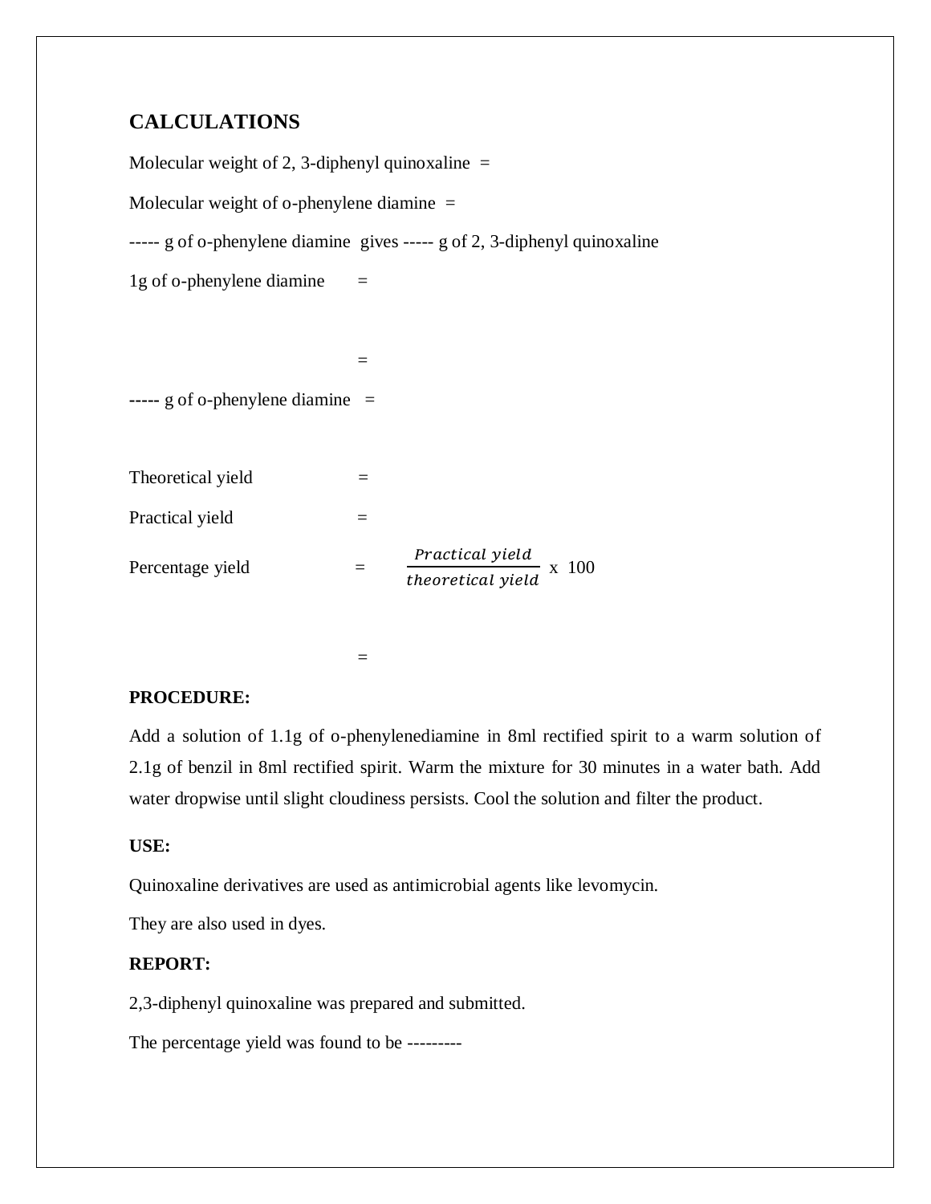## CALCULATIONS

Molecular weight of 2, 3-diphenyl quinoxaline =

Molecular weight of o-phenylene diamine =

----- g of o-phenylene diamine gives ----- g of 2, 3-diphenyl quinoxaline

1g of o-phenylene diamine =

=

----- g of o-phenylene diamine =

Theoretical yield =

Practical yield =

Percentage yield = $\frac{Practical\ yield}{theoretical\ yield}$ x 100

=

**PROCEDURE:**

Add a solution of 1.1g of o-phenylenediamine in 8ml rectified spirit to a warm solution of 2.1g of benzil in 8ml rectified spirit. Warm the mixture for 30 minutes in a water bath. Add water dropwise until slight cloudiness persists. Cool the solution and filter the product.

**USE:**

Quinoxaline derivatives are used as antimicrobial agents like levomycin.

They are also used in dyes.

**REPORT:**

2,3-diphenyl quinoxaline was prepared and submitted.

The percentage yield was found to be ---------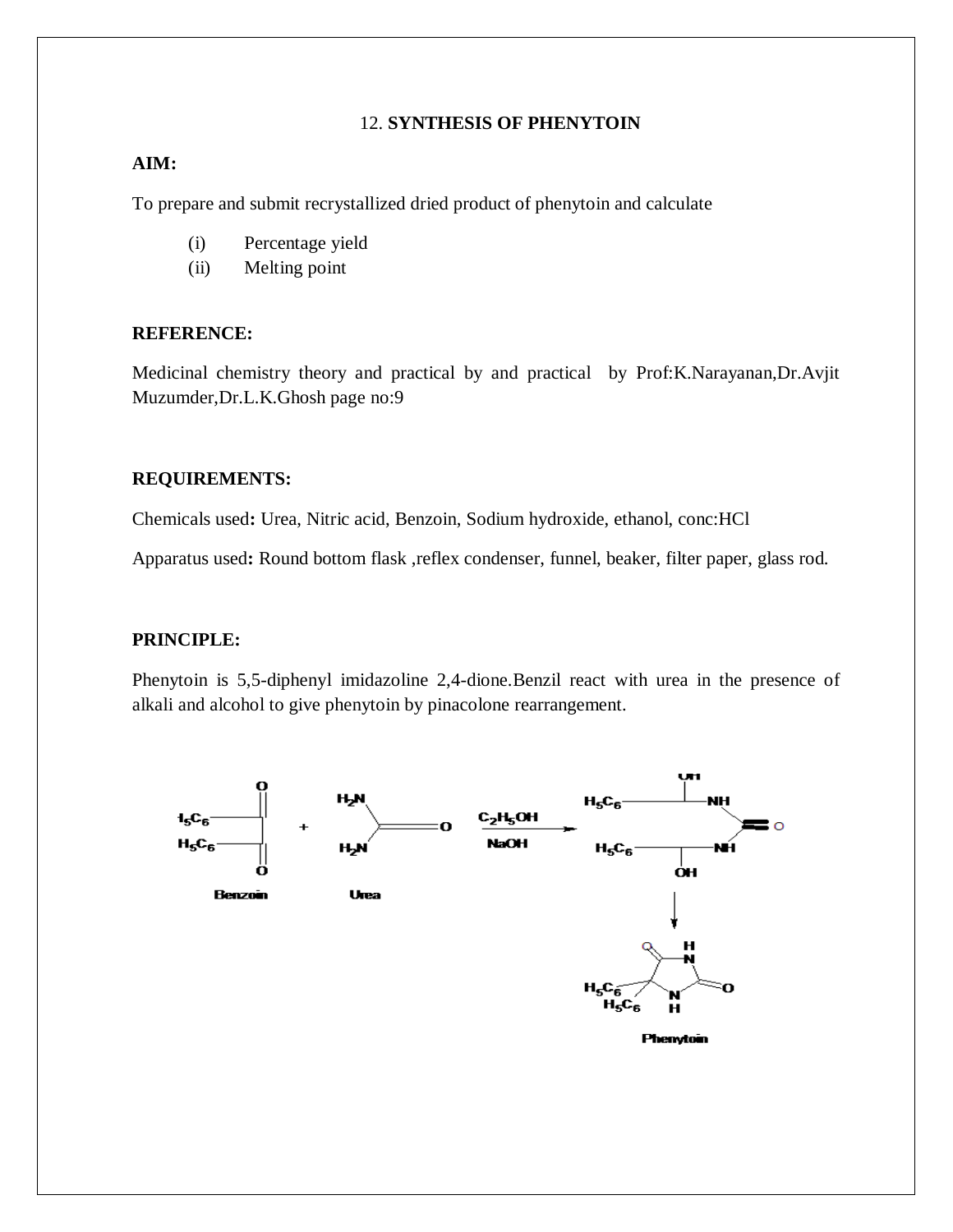12. **SYNTHESIS OF PHENYTOIN**

**AIM:**

To prepare and submit recrystallized dried product of phenytoin and calculate

(i) Percentage yield
(ii) Melting point

**REFERENCE:**

Medicinal chemistry theory and practical by and practical by Prof:K.Narayanan,Dr.Avjit Muzumder,Dr.L.K.Ghosh page no:9

**REQUIREMENTS:**

Chemicals used**:** Urea, Nitric acid, Benzoin, Sodium hydroxide, ethanol, conc:HCl

Apparatus used**:** Round bottom flask ,reflex condenser, funnel, beaker, filter paper, glass rod.

**PRINCIPLE:**

Phenytoin is 5,5-diphenyl imidazoline 2,4-dione.Benzil react with urea in the presence of alkali and alcohol to give phenytoin by pinacolone rearrangement.

Benzoin + Urea $\xrightarrow[NaOH]{C_2H_5OH}$ Intermediate → Phenytoin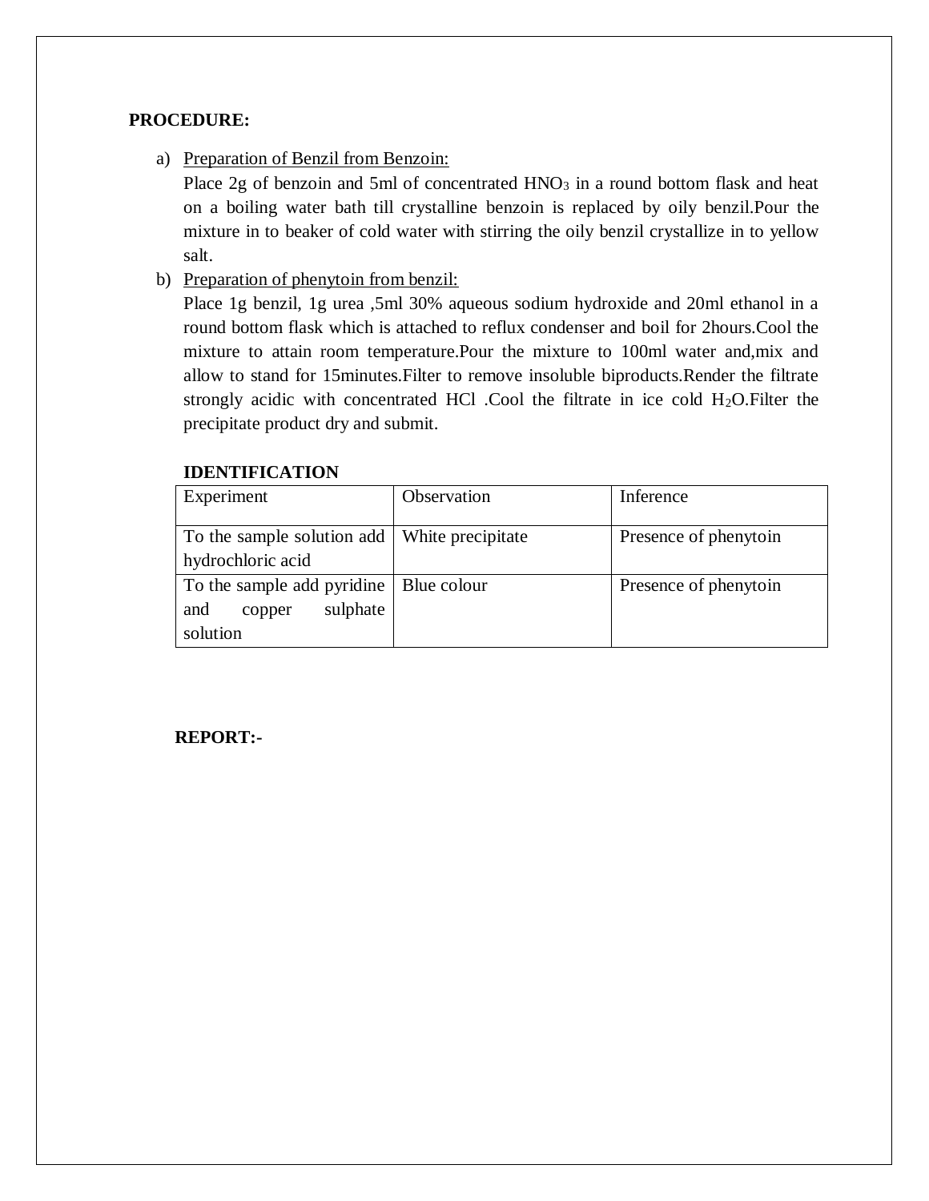**PROCEDURE:**

a) Preparation of Benzil from Benzoin:
   Place 2g of benzoin and 5ml of concentrated $HNO_3$ in a round bottom flask and heat on a boiling water bath till crystalline benzoin is replaced by oily benzil.Pour the mixture in to beaker of cold water with stirring the oily benzil crystallize in to yellow salt.

b) Preparation of phenytoin from benzil:
   Place 1g benzil, 1g urea ,5ml 30% aqueous sodium hydroxide and 20ml ethanol in a round bottom flask which is attached to reflux condenser and boil for 2hours.Cool the mixture to attain room temperature.Pour the mixture to 100ml water and,mix and allow to stand for 15minutes.Filter to remove insoluble biproducts.Render the filtrate strongly acidic with concentrated HCl .Cool the filtrate in ice cold $H_2O$.Filter the precipitate product dry and submit.

**IDENTIFICATION**

| Experiment | Observation | Inference |
| --- | --- | --- |
| To the sample solution add hydrochloric acid | White precipitate | Presence of phenytoin |
| To the sample add pyridine and copper sulphate solution | Blue colour | Presence of phenytoin |

**REPORT:-**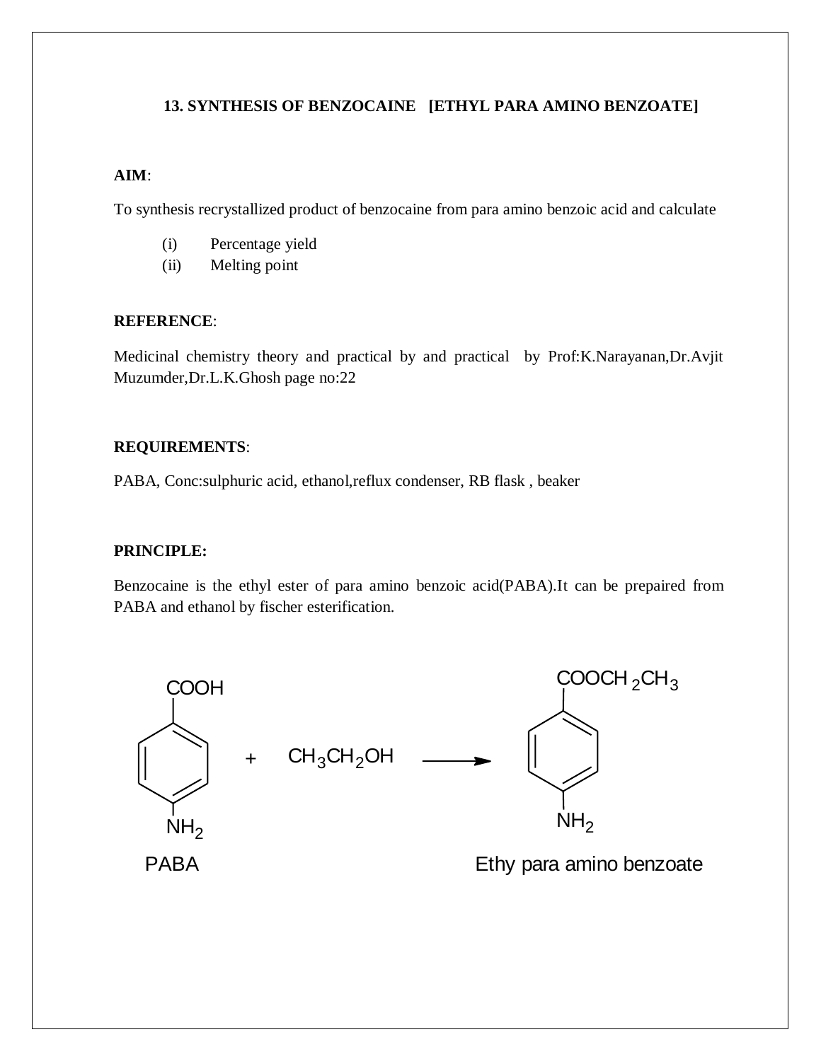## 13. SYNTHESIS OF BENZOCAINE [ETHYL PARA AMINO BENZOATE]

**AIM**:

To synthesis recrystallized product of benzocaine from para amino benzoic acid and calculate

(i) Percentage yield
(ii) Melting point

**REFERENCE**:

Medicinal chemistry theory and practical by and practical by Prof:K.Narayanan,Dr.Avjit Muzumder,Dr.L.K.Ghosh page no:22

**REQUIREMENTS**:

PABA, Conc:sulphuric acid, ethanol,reflux condenser, RB flask , beaker

**PRINCIPLE:**

Benzocaine is the ethyl ester of para amino benzoic acid(PABA).It can be prepaired from PABA and ethanol by fischer esterification.

COOH / $NH_2$ (PABA) + $CH_3CH_2OH$ ⟶ $COOCH_2CH_3$ / $NH_2$ (Ethy para amino benzoate)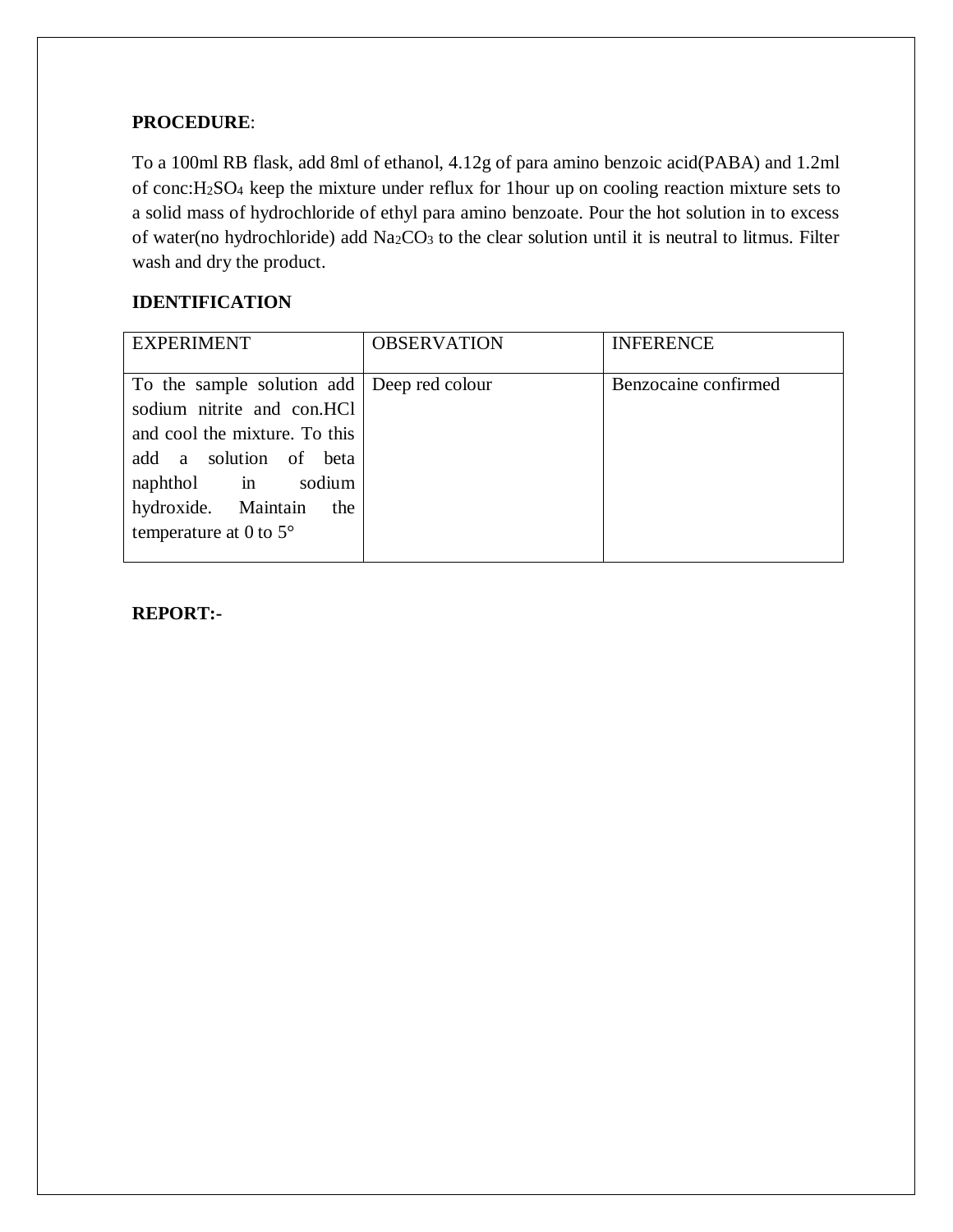**PROCEDURE**:

To a 100ml RB flask, add 8ml of ethanol, 4.12g of para amino benzoic acid(PABA) and 1.2ml of conc:$H_2SO_4$ keep the mixture under reflux for 1hour up on cooling reaction mixture sets to a solid mass of hydrochloride of ethyl para amino benzoate. Pour the hot solution in to excess of water(no hydrochloride) add $Na_2CO_3$ to the clear solution until it is neutral to litmus. Filter wash and dry the product.

**IDENTIFICATION**

| EXPERIMENT | OBSERVATION | INFERENCE |
|---|---|---|
| To the sample solution add sodium nitrite and con.HCl and cool the mixture. To this add a solution of beta naphthol in sodium hydroxide. Maintain the temperature at 0 to 5° | Deep red colour | Benzocaine confirmed |

**REPORT:-**